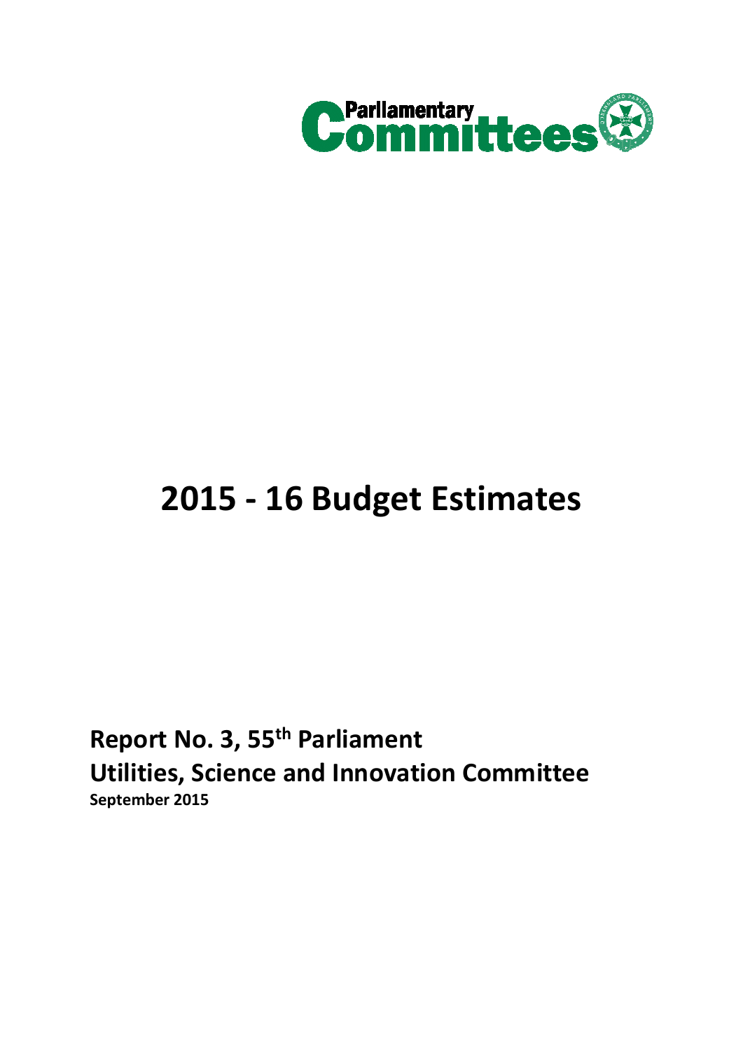Parliamentary Committees

# 2015 - 16 Budget Estimates

**Report No. 3, 55th Parliament**
**Utilities, Science and Innovation Committee**
**September 2015**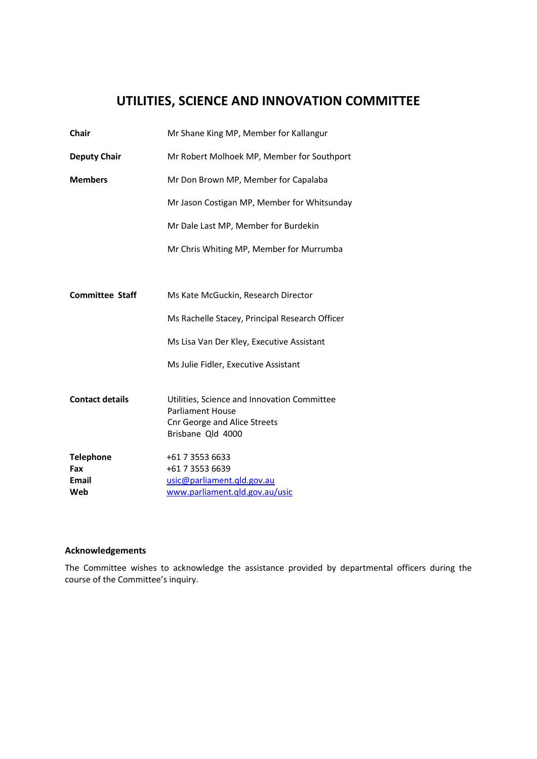# UTILITIES, SCIENCE AND INNOVATION COMMITTEE

| | |
|---|---|
| **Chair** | Mr Shane King MP, Member for Kallangur |
| **Deputy Chair** | Mr Robert Molhoek MP, Member for Southport |
| **Members** | Mr Don Brown MP, Member for Capalaba |
| | Mr Jason Costigan MP, Member for Whitsunday |
| | Mr Dale Last MP, Member for Burdekin |
| | Mr Chris Whiting MP, Member for Murrumba |
| **Committee Staff** | Ms Kate McGuckin, Research Director |
| | Ms Rachelle Stacey, Principal Research Officer |
| | Ms Lisa Van Der Kley, Executive Assistant |
| | Ms Julie Fidler, Executive Assistant |
| **Contact details** | Utilities, Science and Innovation Committee<br>Parliament House<br>Cnr George and Alice Streets<br>Brisbane Qld 4000 |
| **Telephone** | +61 7 3553 6633 |
| **Fax** | +61 7 3553 6639 |
| **Email** | usic@parliament.qld.gov.au |
| **Web** | www.parliament.qld.gov.au/usic |

**Acknowledgements**

The Committee wishes to acknowledge the assistance provided by departmental officers during the course of the Committee's inquiry.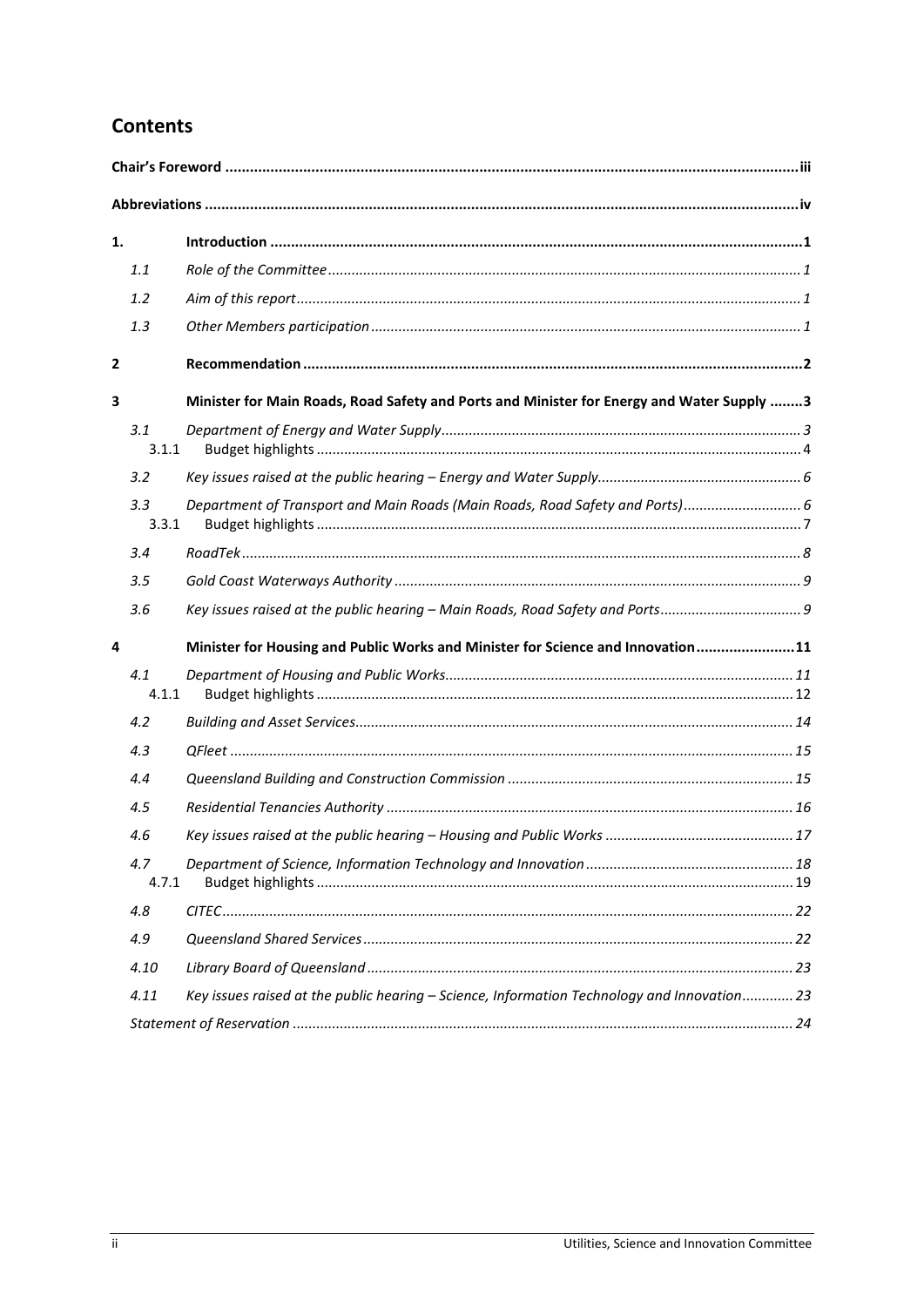## Contents

| | | |
|---|---|---|
| **Chair's Foreword** | | **iii** |
| **Abbreviations** | | **iv** |
| **1.** | **Introduction** | **1** |
| *1.1* | *Role of the Committee* | *1* |
| *1.2* | *Aim of this report* | *1* |
| *1.3* | *Other Members participation* | *1* |
| **2** | **Recommendation** | **2** |
| **3** | **Minister for Main Roads, Road Safety and Ports and Minister for Energy and Water Supply** | **3** |
| *3.1* | *Department of Energy and Water Supply* | *3* |
| 3.1.1 | Budget highlights | 4 |
| *3.2* | *Key issues raised at the public hearing – Energy and Water Supply* | *6* |
| *3.3* | *Department of Transport and Main Roads (Main Roads, Road Safety and Ports)* | *6* |
| 3.3.1 | Budget highlights | 7 |
| *3.4* | *RoadTek* | *8* |
| *3.5* | *Gold Coast Waterways Authority* | *9* |
| *3.6* | *Key issues raised at the public hearing – Main Roads, Road Safety and Ports* | *9* |
| **4** | **Minister for Housing and Public Works and Minister for Science and Innovation** | **11** |
| *4.1* | *Department of Housing and Public Works* | *11* |
| 4.1.1 | Budget highlights | 12 |
| *4.2* | *Building and Asset Services* | *14* |
| *4.3* | *QFleet* | *15* |
| *4.4* | *Queensland Building and Construction Commission* | *15* |
| *4.5* | *Residential Tenancies Authority* | *16* |
| *4.6* | *Key issues raised at the public hearing – Housing and Public Works* | *17* |
| *4.7* | *Department of Science, Information Technology and Innovation* | *18* |
| 4.7.1 | Budget highlights | 19 |
| *4.8* | *CITEC* | *22* |
| *4.9* | *Queensland Shared Services* | *22* |
| *4.10* | *Library Board of Queensland* | *23* |
| *4.11* | *Key issues raised at the public hearing – Science, Information Technology and Innovation* | *23* |
| | *Statement of Reservation* | *24* |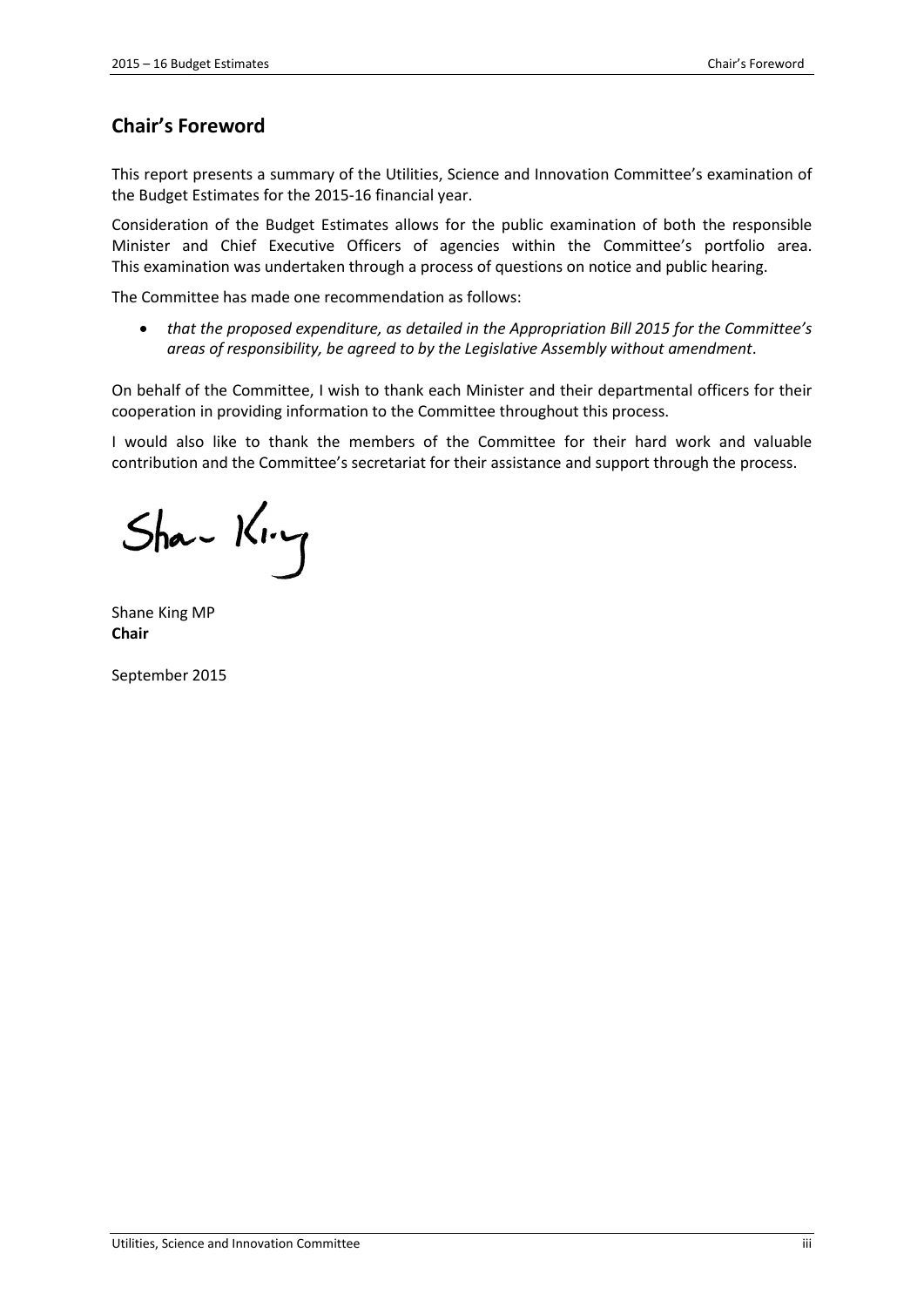## Chair's Foreword

This report presents a summary of the Utilities, Science and Innovation Committee's examination of the Budget Estimates for the 2015-16 financial year.

Consideration of the Budget Estimates allows for the public examination of both the responsible Minister and Chief Executive Officers of agencies within the Committee's portfolio area. This examination was undertaken through a process of questions on notice and public hearing.

The Committee has made one recommendation as follows:

- *that the proposed expenditure, as detailed in the Appropriation Bill 2015 for the Committee's areas of responsibility, be agreed to by the Legislative Assembly without amendment*.

On behalf of the Committee, I wish to thank each Minister and their departmental officers for their cooperation in providing information to the Committee throughout this process.

I would also like to thank the members of the Committee for their hard work and valuable contribution and the Committee's secretariat for their assistance and support through the process.

Shane King MP
**Chair**

September 2015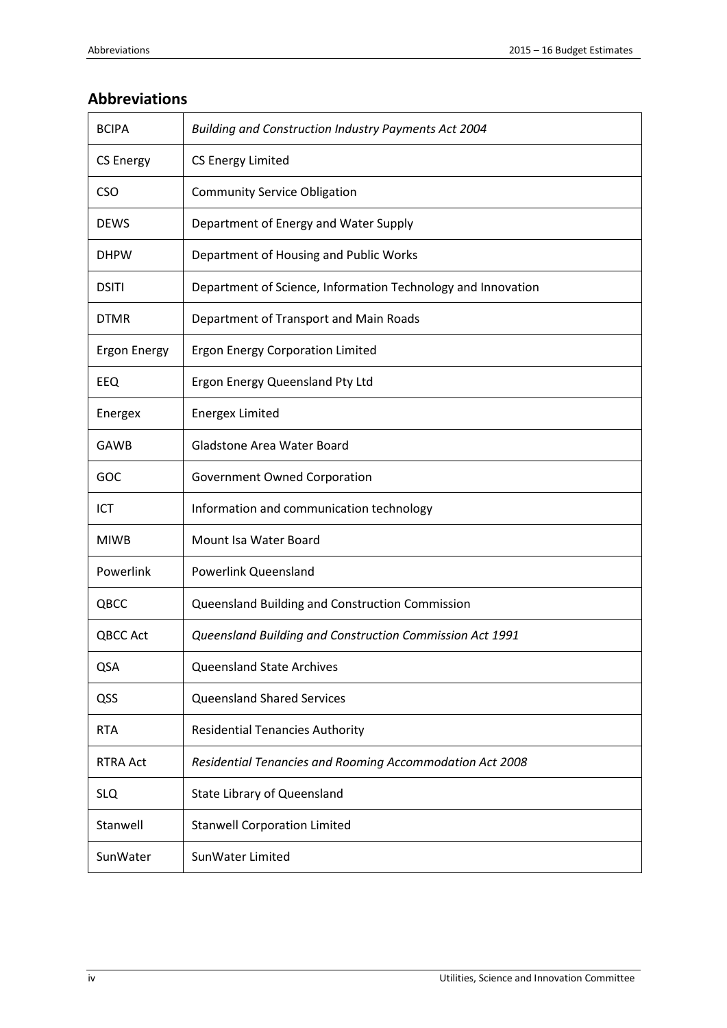## Abbreviations

| | |
|---|---|
| BCIPA | *Building and Construction Industry Payments Act 2004* |
| CS Energy | CS Energy Limited |
| CSO | Community Service Obligation |
| DEWS | Department of Energy and Water Supply |
| DHPW | Department of Housing and Public Works |
| DSITI | Department of Science, Information Technology and Innovation |
| DTMR | Department of Transport and Main Roads |
| Ergon Energy | Ergon Energy Corporation Limited |
| EEQ | Ergon Energy Queensland Pty Ltd |
| Energex | Energex Limited |
| GAWB | Gladstone Area Water Board |
| GOC | Government Owned Corporation |
| ICT | Information and communication technology |
| MIWB | Mount Isa Water Board |
| Powerlink | Powerlink Queensland |
| QBCC | Queensland Building and Construction Commission |
| QBCC Act | *Queensland Building and Construction Commission Act 1991* |
| QSA | Queensland State Archives |
| QSS | Queensland Shared Services |
| RTA | Residential Tenancies Authority |
| RTRA Act | *Residential Tenancies and Rooming Accommodation Act 2008* |
| SLQ | State Library of Queensland |
| Stanwell | Stanwell Corporation Limited |
| SunWater | SunWater Limited |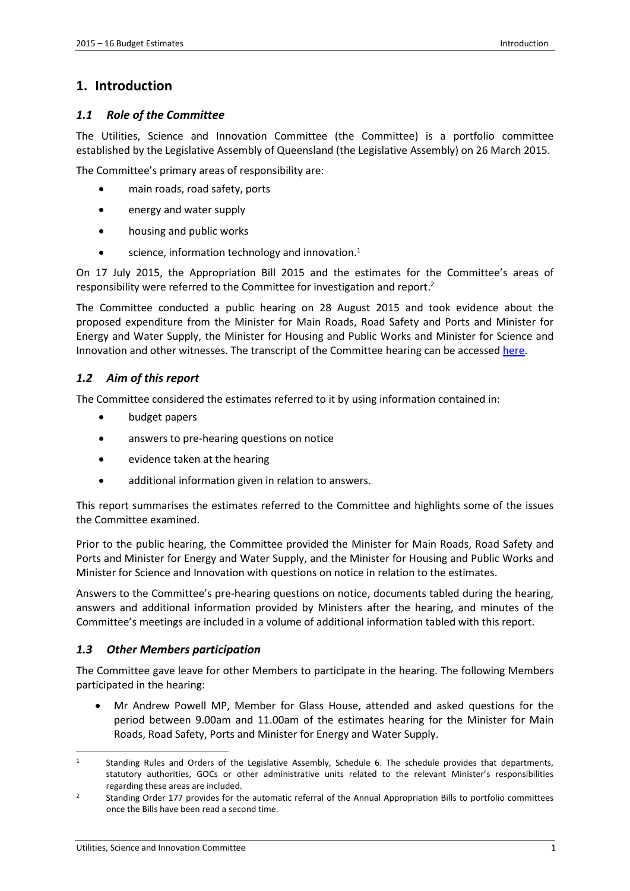# 1. Introduction

## *1.1 Role of the Committee*

The Utilities, Science and Innovation Committee (the Committee) is a portfolio committee established by the Legislative Assembly of Queensland (the Legislative Assembly) on 26 March 2015.

The Committee's primary areas of responsibility are:

- main roads, road safety, ports
- energy and water supply
- housing and public works
- science, information technology and innovation.[1]

On 17 July 2015, the Appropriation Bill 2015 and the estimates for the Committee's areas of responsibility were referred to the Committee for investigation and report.[2]

The Committee conducted a public hearing on 28 August 2015 and took evidence about the proposed expenditure from the Minister for Main Roads, Road Safety and Ports and Minister for Energy and Water Supply, the Minister for Housing and Public Works and Minister for Science and Innovation and other witnesses. The transcript of the Committee hearing can be accessed here.

## *1.2 Aim of this report*

The Committee considered the estimates referred to it by using information contained in:

- budget papers
- answers to pre-hearing questions on notice
- evidence taken at the hearing
- additional information given in relation to answers.

This report summarises the estimates referred to the Committee and highlights some of the issues the Committee examined.

Prior to the public hearing, the Committee provided the Minister for Main Roads, Road Safety and Ports and Minister for Energy and Water Supply, and the Minister for Housing and Public Works and Minister for Science and Innovation with questions on notice in relation to the estimates.

Answers to the Committee's pre-hearing questions on notice, documents tabled during the hearing, answers and additional information provided by Ministers after the hearing, and minutes of the Committee's meetings are included in a volume of additional information tabled with this report.

## *1.3 Other Members participation*

The Committee gave leave for other Members to participate in the hearing. The following Members participated in the hearing:

- Mr Andrew Powell MP, Member for Glass House, attended and asked questions for the period between 9.00am and 11.00am of the estimates hearing for the Minister for Main Roads, Road Safety, Ports and Minister for Energy and Water Supply.

---

[1] Standing Rules and Orders of the Legislative Assembly, Schedule 6. The schedule provides that departments, statutory authorities, GOCs or other administrative units related to the relevant Minister's responsibilities regarding these areas are included.

[2] Standing Order 177 provides for the automatic referral of the Annual Appropriation Bills to portfolio committees once the Bills have been read a second time.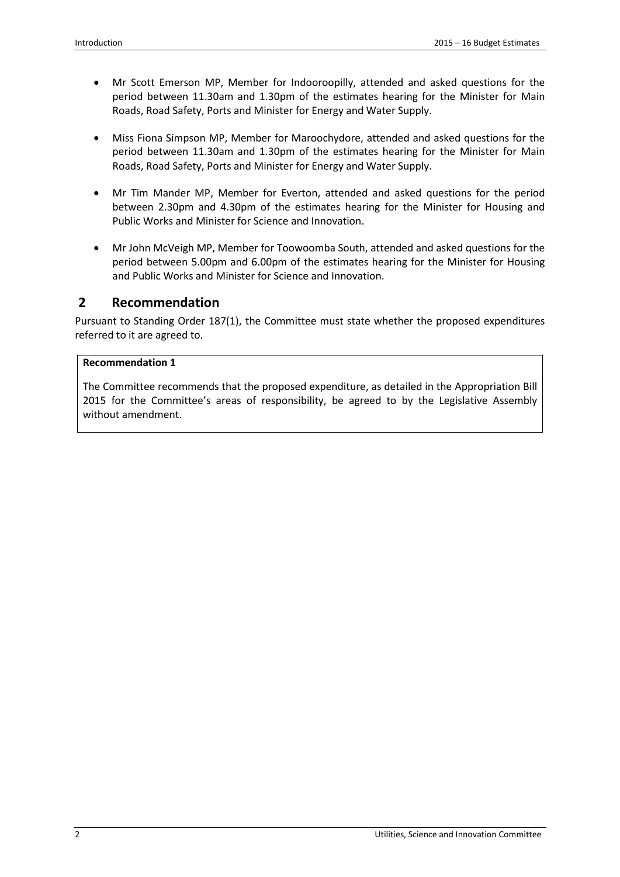- Mr Scott Emerson MP, Member for Indooroopilly, attended and asked questions for the period between 11.30am and 1.30pm of the estimates hearing for the Minister for Main Roads, Road Safety, Ports and Minister for Energy and Water Supply.

- Miss Fiona Simpson MP, Member for Maroochydore, attended and asked questions for the period between 11.30am and 1.30pm of the estimates hearing for the Minister for Main Roads, Road Safety, Ports and Minister for Energy and Water Supply.

- Mr Tim Mander MP, Member for Everton, attended and asked questions for the period between 2.30pm and 4.30pm of the estimates hearing for the Minister for Housing and Public Works and Minister for Science and Innovation.

- Mr John McVeigh MP, Member for Toowoomba South, attended and asked questions for the period between 5.00pm and 6.00pm of the estimates hearing for the Minister for Housing and Public Works and Minister for Science and Innovation.

# 2 Recommendation

Pursuant to Standing Order 187(1), the Committee must state whether the proposed expenditures referred to it are agreed to.

**Recommendation 1**

The Committee recommends that the proposed expenditure, as detailed in the Appropriation Bill 2015 for the Committee's areas of responsibility, be agreed to by the Legislative Assembly without amendment.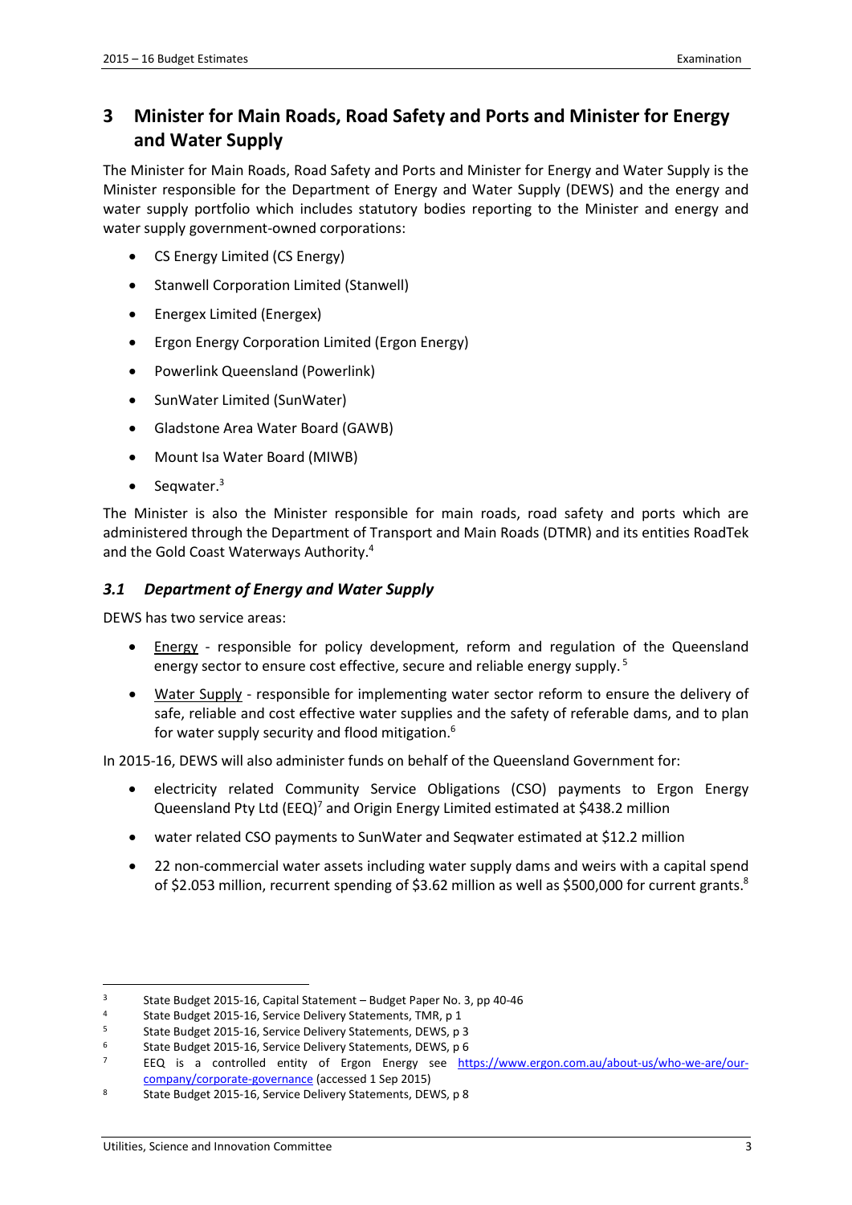# 3 Minister for Main Roads, Road Safety and Ports and Minister for Energy and Water Supply

The Minister for Main Roads, Road Safety and Ports and Minister for Energy and Water Supply is the Minister responsible for the Department of Energy and Water Supply (DEWS) and the energy and water supply portfolio which includes statutory bodies reporting to the Minister and energy and water supply government-owned corporations:

- CS Energy Limited (CS Energy)
- Stanwell Corporation Limited (Stanwell)
- Energex Limited (Energex)
- Ergon Energy Corporation Limited (Ergon Energy)
- Powerlink Queensland (Powerlink)
- SunWater Limited (SunWater)
- Gladstone Area Water Board (GAWB)
- Mount Isa Water Board (MIWB)
- Seqwater.[3]

The Minister is also the Minister responsible for main roads, road safety and ports which are administered through the Department of Transport and Main Roads (DTMR) and its entities RoadTek and the Gold Coast Waterways Authority.[4]

## *3.1 Department of Energy and Water Supply*

DEWS has two service areas:

- Energy - responsible for policy development, reform and regulation of the Queensland energy sector to ensure cost effective, secure and reliable energy supply. [5]
- Water Supply - responsible for implementing water sector reform to ensure the delivery of safe, reliable and cost effective water supplies and the safety of referable dams, and to plan for water supply security and flood mitigation.[6]

In 2015-16, DEWS will also administer funds on behalf of the Queensland Government for:

- electricity related Community Service Obligations (CSO) payments to Ergon Energy Queensland Pty Ltd (EEQ)[7] and Origin Energy Limited estimated at $438.2 million
- water related CSO payments to SunWater and Seqwater estimated at $12.2 million
- 22 non-commercial water assets including water supply dams and weirs with a capital spend of $2.053 million, recurrent spending of $3.62 million as well as $500,000 for current grants.[8]

---

[3] State Budget 2015-16, Capital Statement – Budget Paper No. 3, pp 40-46

[4] State Budget 2015-16, Service Delivery Statements, TMR, p 1

[5] State Budget 2015-16, Service Delivery Statements, DEWS, p 3

[6] State Budget 2015-16, Service Delivery Statements, DEWS, p 6

[7] EEQ is a controlled entity of Ergon Energy see https://www.ergon.com.au/about-us/who-we-are/our-company/corporate-governance (accessed 1 Sep 2015)

[8] State Budget 2015-16, Service Delivery Statements, DEWS, p 8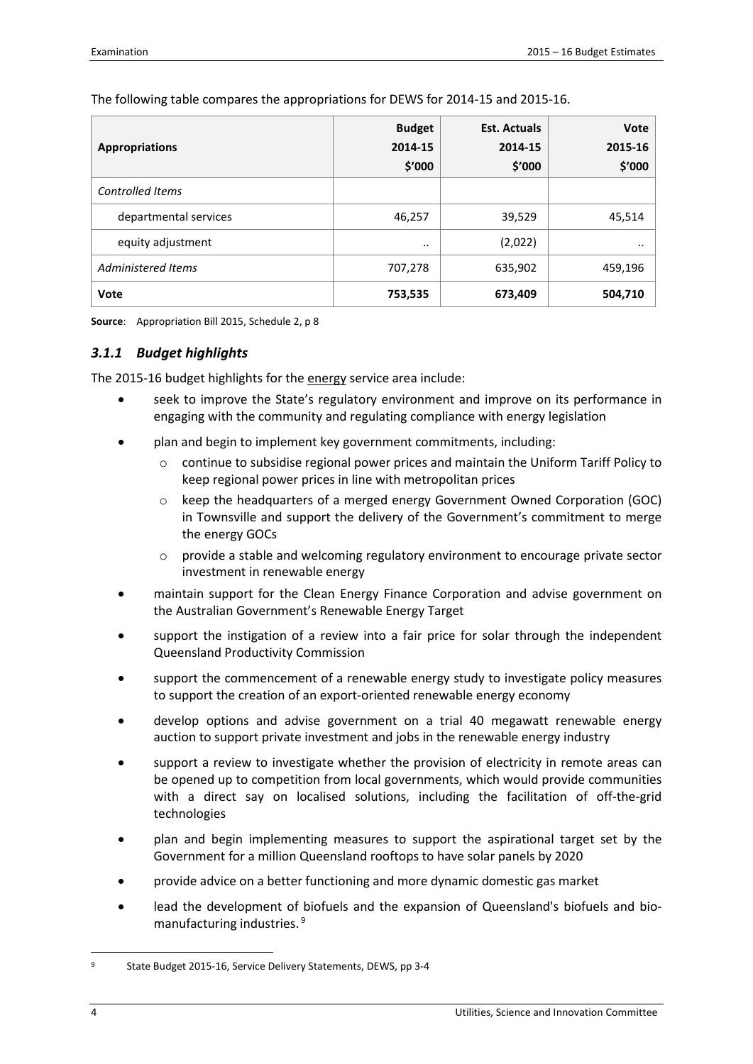The following table compares the appropriations for DEWS for 2014-15 and 2015-16.

| Appropriations | Budget 2014-15 $'000 | Est. Actuals 2014-15 $'000 | Vote 2015-16 $'000 |
|---|---|---|---|
| *Controlled Items* | | | |
| departmental services | 46,257 | 39,529 | 45,514 |
| equity adjustment | .. | (2,022) | .. |
| *Administered Items* | 707,278 | 635,902 | 459,196 |
| **Vote** | **753,535** | **673,409** | **504,710** |

**Source**: Appropriation Bill 2015, Schedule 2, p 8

### *3.1.1 Budget highlights*

The 2015-16 budget highlights for the energy service area include:

- seek to improve the State's regulatory environment and improve on its performance in engaging with the community and regulating compliance with energy legislation
- plan and begin to implement key government commitments, including:
  - continue to subsidise regional power prices and maintain the Uniform Tariff Policy to keep regional power prices in line with metropolitan prices
  - keep the headquarters of a merged energy Government Owned Corporation (GOC) in Townsville and support the delivery of the Government's commitment to merge the energy GOCs
  - provide a stable and welcoming regulatory environment to encourage private sector investment in renewable energy
- maintain support for the Clean Energy Finance Corporation and advise government on the Australian Government's Renewable Energy Target
- support the instigation of a review into a fair price for solar through the independent Queensland Productivity Commission
- support the commencement of a renewable energy study to investigate policy measures to support the creation of an export-oriented renewable energy economy
- develop options and advise government on a trial 40 megawatt renewable energy auction to support private investment and jobs in the renewable energy industry
- support a review to investigate whether the provision of electricity in remote areas can be opened up to competition from local governments, which would provide communities with a direct say on localised solutions, including the facilitation of off-the-grid technologies
- plan and begin implementing measures to support the aspirational target set by the Government for a million Queensland rooftops to have solar panels by 2020
- provide advice on a better functioning and more dynamic domestic gas market
- lead the development of biofuels and the expansion of Queensland's biofuels and bio-manufacturing industries.[9]

[9] State Budget 2015-16, Service Delivery Statements, DEWS, pp 3-4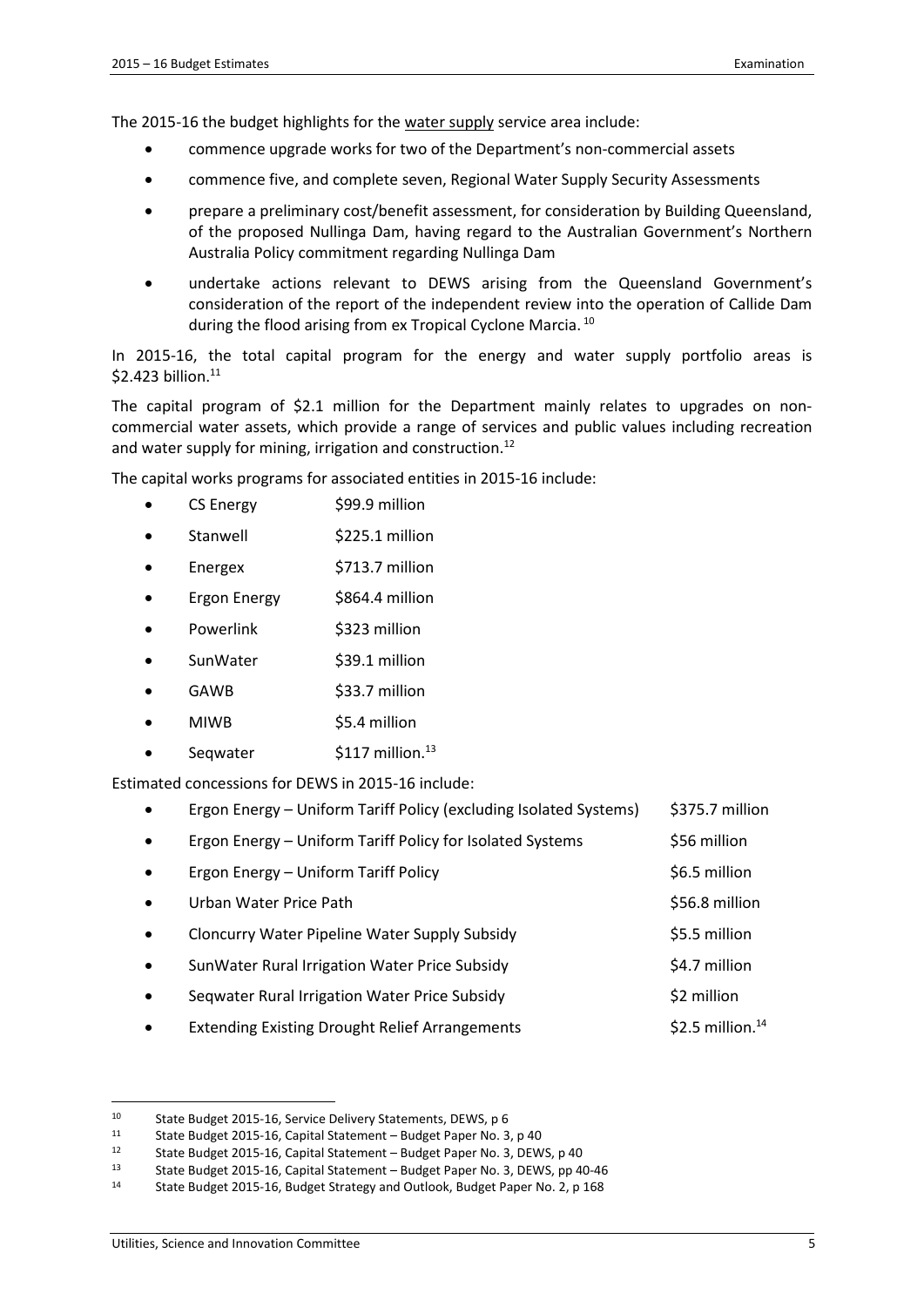The 2015-16 the budget highlights for the water supply service area include:

- commence upgrade works for two of the Department's non-commercial assets
- commence five, and complete seven, Regional Water Supply Security Assessments
- prepare a preliminary cost/benefit assessment, for consideration by Building Queensland, of the proposed Nullinga Dam, having regard to the Australian Government's Northern Australia Policy commitment regarding Nullinga Dam
- undertake actions relevant to DEWS arising from the Queensland Government's consideration of the report of the independent review into the operation of Callide Dam during the flood arising from ex Tropical Cyclone Marcia.[10]

In 2015-16, the total capital program for the energy and water supply portfolio areas is $2.423 billion.[11]

The capital program of $2.1 million for the Department mainly relates to upgrades on non-commercial water assets, which provide a range of services and public values including recreation and water supply for mining, irrigation and construction.[12]

The capital works programs for associated entities in 2015-16 include:

- CS Energy $99.9 million
- Stanwell $225.1 million
- Energex $713.7 million
- Ergon Energy $864.4 million
- Powerlink $323 million
- SunWater $39.1 million
- GAWB $33.7 million
- MIWB $5.4 million
- Seqwater $117 million.[13]

Estimated concessions for DEWS in 2015-16 include:

- Ergon Energy – Uniform Tariff Policy (excluding Isolated Systems) $375.7 million
- Ergon Energy – Uniform Tariff Policy for Isolated Systems $56 million
- Ergon Energy – Uniform Tariff Policy $6.5 million
- Urban Water Price Path $56.8 million
- Cloncurry Water Pipeline Water Supply Subsidy $5.5 million
- SunWater Rural Irrigation Water Price Subsidy $4.7 million
- Seqwater Rural Irrigation Water Price Subsidy $2 million
- Extending Existing Drought Relief Arrangements $2.5 million.[14]

---

[10] State Budget 2015-16, Service Delivery Statements, DEWS, p 6

[11] State Budget 2015-16, Capital Statement – Budget Paper No. 3, p 40

[12] State Budget 2015-16, Capital Statement – Budget Paper No. 3, DEWS, p 40

[13] State Budget 2015-16, Capital Statement – Budget Paper No. 3, DEWS, pp 40-46

[14] State Budget 2015-16, Budget Strategy and Outlook, Budget Paper No. 2, p 168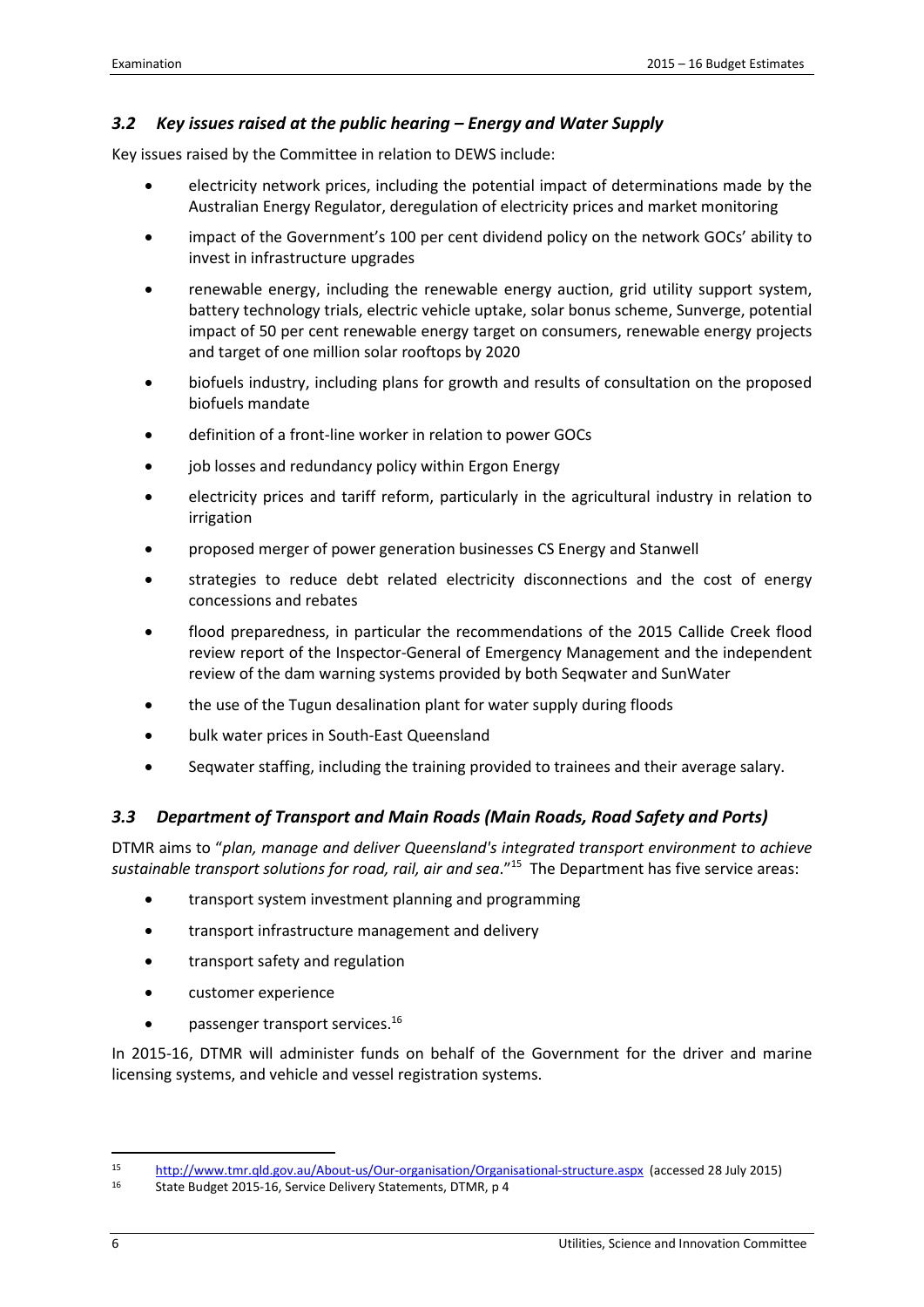### *3.2 Key issues raised at the public hearing – Energy and Water Supply*

Key issues raised by the Committee in relation to DEWS include:

- electricity network prices, including the potential impact of determinations made by the Australian Energy Regulator, deregulation of electricity prices and market monitoring
- impact of the Government's 100 per cent dividend policy on the network GOCs' ability to invest in infrastructure upgrades
- renewable energy, including the renewable energy auction, grid utility support system, battery technology trials, electric vehicle uptake, solar bonus scheme, Sunverge, potential impact of 50 per cent renewable energy target on consumers, renewable energy projects and target of one million solar rooftops by 2020
- biofuels industry, including plans for growth and results of consultation on the proposed biofuels mandate
- definition of a front-line worker in relation to power GOCs
- job losses and redundancy policy within Ergon Energy
- electricity prices and tariff reform, particularly in the agricultural industry in relation to irrigation
- proposed merger of power generation businesses CS Energy and Stanwell
- strategies to reduce debt related electricity disconnections and the cost of energy concessions and rebates
- flood preparedness, in particular the recommendations of the 2015 Callide Creek flood review report of the Inspector-General of Emergency Management and the independent review of the dam warning systems provided by both Seqwater and SunWater
- the use of the Tugun desalination plant for water supply during floods
- bulk water prices in South-East Queensland
- Seqwater staffing, including the training provided to trainees and their average salary.

### *3.3 Department of Transport and Main Roads (Main Roads, Road Safety and Ports)*

DTMR aims to "*plan, manage and deliver Queensland's integrated transport environment to achieve sustainable transport solutions for road, rail, air and sea*."[15] The Department has five service areas:

- transport system investment planning and programming
- transport infrastructure management and delivery
- transport safety and regulation
- customer experience
- passenger transport services.[16]

In 2015-16, DTMR will administer funds on behalf of the Government for the driver and marine licensing systems, and vehicle and vessel registration systems.

---

[15] http://www.tmr.qld.gov.au/About-us/Our-organisation/Organisational-structure.aspx (accessed 28 July 2015)

[16] State Budget 2015-16, Service Delivery Statements, DTMR, p 4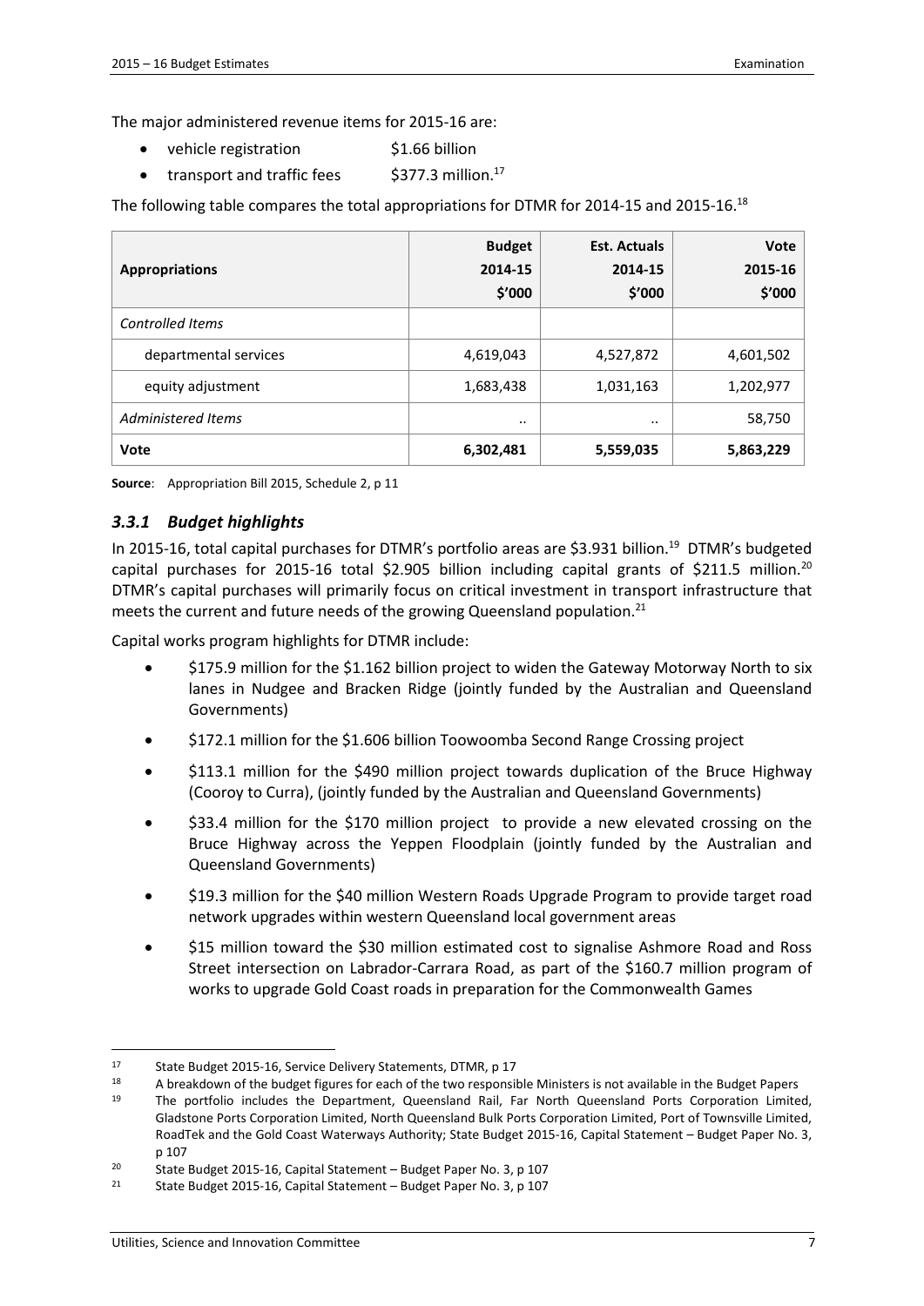The major administered revenue items for 2015-16 are:

- vehicle registration $1.66 billion
- transport and traffic fees $377.3 million.[17]

The following table compares the total appropriations for DTMR for 2014-15 and 2015-16.[18]

| Appropriations | Budget 2014-15 $'000 | Est. Actuals 2014-15 $'000 | Vote 2015-16 $'000 |
|---|---|---|---|
| *Controlled Items* | | | |
| departmental services | 4,619,043 | 4,527,872 | 4,601,502 |
| equity adjustment | 1,683,438 | 1,031,163 | 1,202,977 |
| *Administered Items* | .. | .. | 58,750 |
| **Vote** | **6,302,481** | **5,559,035** | **5,863,229** |

**Source**: Appropriation Bill 2015, Schedule 2, p 11

### *3.3.1 Budget highlights*

In 2015-16, total capital purchases for DTMR's portfolio areas are $3.931 billion.[19] DTMR's budgeted capital purchases for 2015-16 total $2.905 billion including capital grants of $211.5 million.[20] DTMR's capital purchases will primarily focus on critical investment in transport infrastructure that meets the current and future needs of the growing Queensland population.[21]

Capital works program highlights for DTMR include:

- $175.9 million for the $1.162 billion project to widen the Gateway Motorway North to six lanes in Nudgee and Bracken Ridge (jointly funded by the Australian and Queensland Governments)
- $172.1 million for the $1.606 billion Toowoomba Second Range Crossing project
- $113.1 million for the $490 million project towards duplication of the Bruce Highway (Cooroy to Curra), (jointly funded by the Australian and Queensland Governments)
- $33.4 million for the $170 million project to provide a new elevated crossing on the Bruce Highway across the Yeppen Floodplain (jointly funded by the Australian and Queensland Governments)
- $19.3 million for the $40 million Western Roads Upgrade Program to provide target road network upgrades within western Queensland local government areas
- $15 million toward the $30 million estimated cost to signalise Ashmore Road and Ross Street intersection on Labrador-Carrara Road, as part of the $160.7 million program of works to upgrade Gold Coast roads in preparation for the Commonwealth Games

---

[17] State Budget 2015-16, Service Delivery Statements, DTMR, p 17

[18] A breakdown of the budget figures for each of the two responsible Ministers is not available in the Budget Papers

[19] The portfolio includes the Department, Queensland Rail, Far North Queensland Ports Corporation Limited, Gladstone Ports Corporation Limited, North Queensland Bulk Ports Corporation Limited, Port of Townsville Limited, RoadTek and the Gold Coast Waterways Authority; State Budget 2015-16, Capital Statement – Budget Paper No. 3, p 107

[20] State Budget 2015-16, Capital Statement – Budget Paper No. 3, p 107

[21] State Budget 2015-16, Capital Statement – Budget Paper No. 3, p 107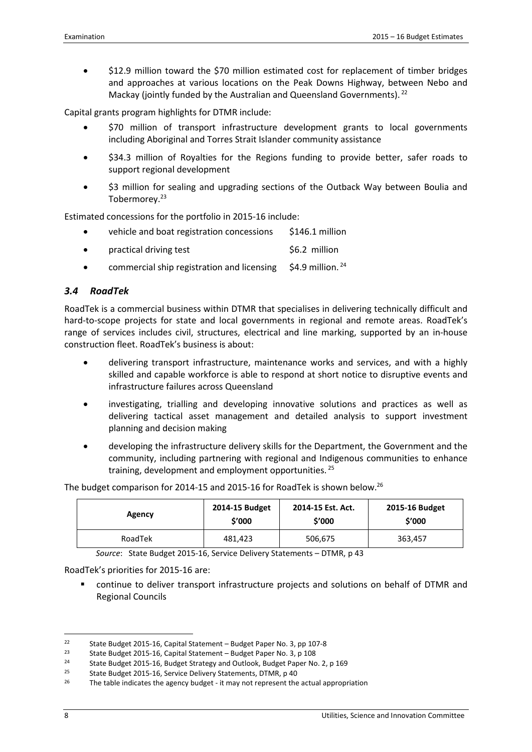- $12.9 million toward the $70 million estimated cost for replacement of timber bridges and approaches at various locations on the Peak Downs Highway, between Nebo and Mackay (jointly funded by the Australian and Queensland Governments). [22]

Capital grants program highlights for DTMR include:

- $70 million of transport infrastructure development grants to local governments including Aboriginal and Torres Strait Islander community assistance
- $34.3 million of Royalties for the Regions funding to provide better, safer roads to support regional development
- $3 million for sealing and upgrading sections of the Outback Way between Boulia and Tobermorey.[23]

Estimated concessions for the portfolio in 2015-16 include:

- vehicle and boat registration concessions $146.1 million
- practical driving test $6.2 million
- commercial ship registration and licensing $4.9 million. [24]

### *3.4 RoadTek*

RoadTek is a commercial business within DTMR that specialises in delivering technically difficult and hard-to-scope projects for state and local governments in regional and remote areas. RoadTek's range of services includes civil, structures, electrical and line marking, supported by an in-house construction fleet. RoadTek's business is about:

- delivering transport infrastructure, maintenance works and services, and with a highly skilled and capable workforce is able to respond at short notice to disruptive events and infrastructure failures across Queensland
- investigating, trialling and developing innovative solutions and practices as well as delivering tactical asset management and detailed analysis to support investment planning and decision making
- developing the infrastructure delivery skills for the Department, the Government and the community, including partnering with regional and Indigenous communities to enhance training, development and employment opportunities. [25]

The budget comparison for 2014-15 and 2015-16 for RoadTek is shown below.[26]

| Agency | 2014-15 Budget $'000 | 2014-15 Est. Act. $'000 | 2015-16 Budget $'000 |
|---|---|---|---|
| RoadTek | 481,423 | 506,675 | 363,457 |

*Source*: State Budget 2015-16, Service Delivery Statements – DTMR, p 43

RoadTek's priorities for 2015-16 are:

- continue to deliver transport infrastructure projects and solutions on behalf of DTMR and Regional Councils

---

[22] State Budget 2015-16, Capital Statement – Budget Paper No. 3, pp 107-8

[23] State Budget 2015-16, Capital Statement – Budget Paper No. 3, p 108

[24] State Budget 2015-16, Budget Strategy and Outlook, Budget Paper No. 2, p 169

[25] State Budget 2015-16, Service Delivery Statements, DTMR, p 40

[26] The table indicates the agency budget - it may not represent the actual appropriation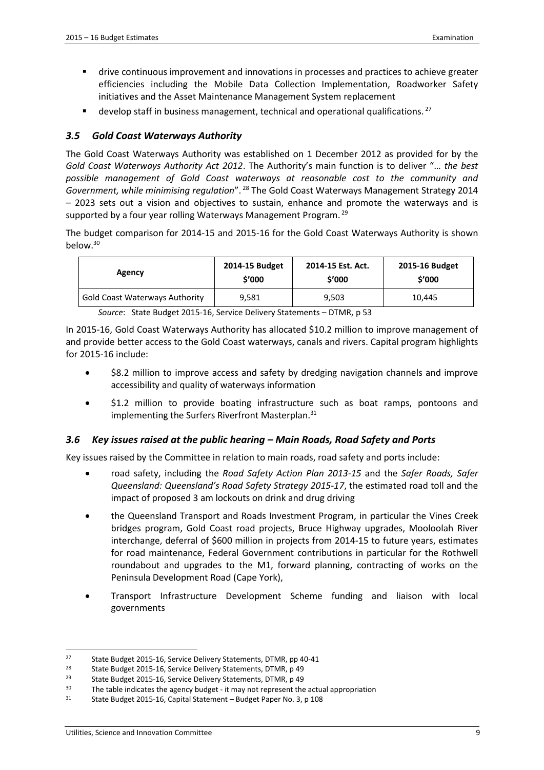- drive continuous improvement and innovations in processes and practices to achieve greater efficiencies including the Mobile Data Collection Implementation, Roadworker Safety initiatives and the Asset Maintenance Management System replacement
- develop staff in business management, technical and operational qualifications.[27]

### *3.5 Gold Coast Waterways Authority*

The Gold Coast Waterways Authority was established on 1 December 2012 as provided for by the *Gold Coast Waterways Authority Act 2012*. The Authority's main function is to deliver "… *the best possible management of Gold Coast waterways at reasonable cost to the community and Government, while minimising regulation*".[28] The Gold Coast Waterways Management Strategy 2014 – 2023 sets out a vision and objectives to sustain, enhance and promote the waterways and is supported by a four year rolling Waterways Management Program.[29]

The budget comparison for 2014-15 and 2015-16 for the Gold Coast Waterways Authority is shown below.[30]

| Agency | 2014-15 Budget $'000 | 2014-15 Est. Act. $'000 | 2015-16 Budget $'000 |
|---|---|---|---|
| Gold Coast Waterways Authority | 9,581 | 9,503 | 10,445 |

*Source*: State Budget 2015-16, Service Delivery Statements – DTMR, p 53

In 2015-16, Gold Coast Waterways Authority has allocated $10.2 million to improve management of and provide better access to the Gold Coast waterways, canals and rivers. Capital program highlights for 2015-16 include:

- $8.2 million to improve access and safety by dredging navigation channels and improve accessibility and quality of waterways information
- $1.2 million to provide boating infrastructure such as boat ramps, pontoons and implementing the Surfers Riverfront Masterplan.[31]

### *3.6 Key issues raised at the public hearing – Main Roads, Road Safety and Ports*

Key issues raised by the Committee in relation to main roads, road safety and ports include:

- road safety, including the *Road Safety Action Plan 2013-15* and the *Safer Roads, Safer Queensland: Queensland's Road Safety Strategy 2015-17*, the estimated road toll and the impact of proposed 3 am lockouts on drink and drug driving
- the Queensland Transport and Roads Investment Program, in particular the Vines Creek bridges program, Gold Coast road projects, Bruce Highway upgrades, Mooloolah River interchange, deferral of $600 million in projects from 2014-15 to future years, estimates for road maintenance, Federal Government contributions in particular for the Rothwell roundabout and upgrades to the M1, forward planning, contracting of works on the Peninsula Development Road (Cape York),
- Transport Infrastructure Development Scheme funding and liaison with local governments

---

[27] State Budget 2015-16, Service Delivery Statements, DTMR, pp 40-41

[28] State Budget 2015-16, Service Delivery Statements, DTMR, p 49

[29] State Budget 2015-16, Service Delivery Statements, DTMR, p 49

[30] The table indicates the agency budget - it may not represent the actual appropriation

[31] State Budget 2015-16, Capital Statement – Budget Paper No. 3, p 108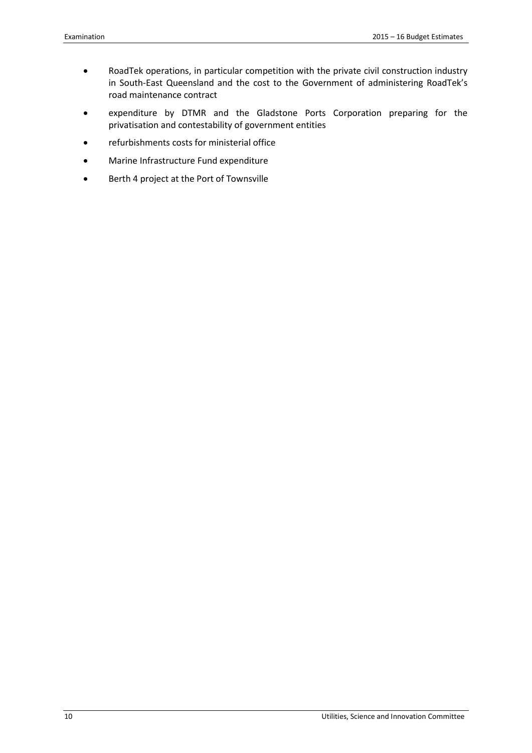- RoadTek operations, in particular competition with the private civil construction industry in South-East Queensland and the cost to the Government of administering RoadTek's road maintenance contract
- expenditure by DTMR and the Gladstone Ports Corporation preparing for the privatisation and contestability of government entities
- refurbishments costs for ministerial office
- Marine Infrastructure Fund expenditure
- Berth 4 project at the Port of Townsville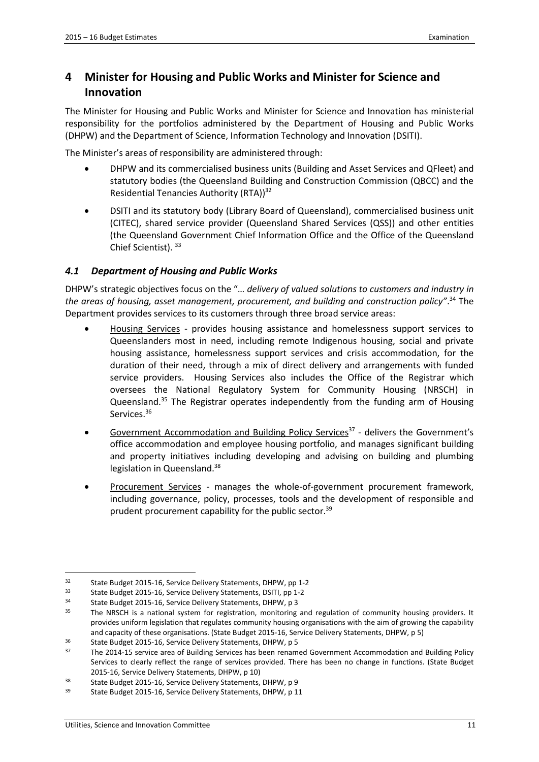## 4 Minister for Housing and Public Works and Minister for Science and Innovation

The Minister for Housing and Public Works and Minister for Science and Innovation has ministerial responsibility for the portfolios administered by the Department of Housing and Public Works (DHPW) and the Department of Science, Information Technology and Innovation (DSITI).

The Minister's areas of responsibility are administered through:

- DHPW and its commercialised business units (Building and Asset Services and QFleet) and statutory bodies (the Queensland Building and Construction Commission (QBCC) and the Residential Tenancies Authority (RTA))[32]
- DSITI and its statutory body (Library Board of Queensland), commercialised business unit (CITEC), shared service provider (Queensland Shared Services (QSS)) and other entities (the Queensland Government Chief Information Office and the Office of the Queensland Chief Scientist). [33]

### *4.1 Department of Housing and Public Works*

DHPW's strategic objectives focus on the "*… delivery of valued solutions to customers and industry in the areas of housing, asset management, procurement, and building and construction policy"*.[34] The Department provides services to its customers through three broad service areas:

- Housing Services - provides housing assistance and homelessness support services to Queenslanders most in need, including remote Indigenous housing, social and private housing assistance, homelessness support services and crisis accommodation, for the duration of their need, through a mix of direct delivery and arrangements with funded service providers. Housing Services also includes the Office of the Registrar which oversees the National Regulatory System for Community Housing (NRSCH) in Queensland.[35] The Registrar operates independently from the funding arm of Housing Services.[36]
- Government Accommodation and Building Policy Services[37] - delivers the Government's office accommodation and employee housing portfolio, and manages significant building and property initiatives including developing and advising on building and plumbing legislation in Queensland.[38]
- Procurement Services - manages the whole-of-government procurement framework, including governance, policy, processes, tools and the development of responsible and prudent procurement capability for the public sector.[39]

---

[32] State Budget 2015-16, Service Delivery Statements, DHPW, pp 1-2

[33] State Budget 2015-16, Service Delivery Statements, DSITI, pp 1-2

[34] State Budget 2015-16, Service Delivery Statements, DHPW, p 3

[35] The NRSCH is a national system for registration, monitoring and regulation of community housing providers. It provides uniform legislation that regulates community housing organisations with the aim of growing the capability and capacity of these organisations. (State Budget 2015-16, Service Delivery Statements, DHPW, p 5)

[36] State Budget 2015-16, Service Delivery Statements, DHPW, p 5

[37] The 2014-15 service area of Building Services has been renamed Government Accommodation and Building Policy Services to clearly reflect the range of services provided. There has been no change in functions. (State Budget 2015-16, Service Delivery Statements, DHPW, p 10)

[38] State Budget 2015-16, Service Delivery Statements, DHPW, p 9

[39] State Budget 2015-16, Service Delivery Statements, DHPW, p 11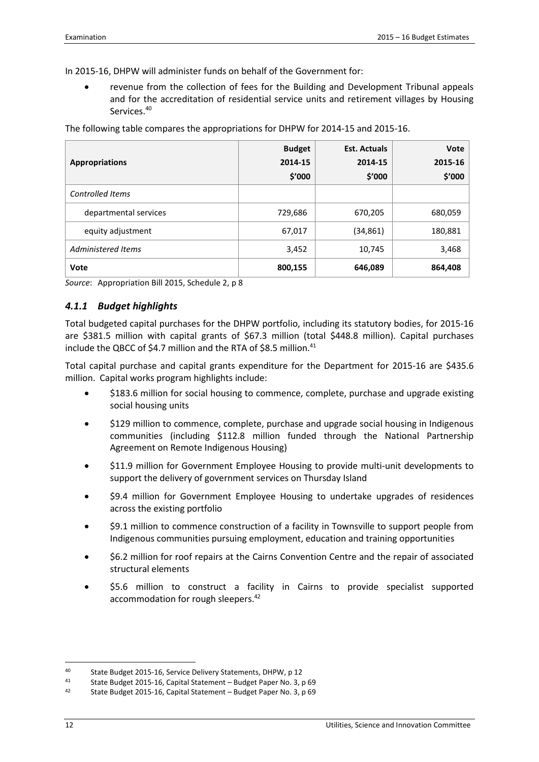In 2015-16, DHPW will administer funds on behalf of the Government for:

- revenue from the collection of fees for the Building and Development Tribunal appeals and for the accreditation of residential service units and retirement villages by Housing Services.[40]

The following table compares the appropriations for DHPW for 2014-15 and 2015-16.

| Appropriations | Budget 2014-15 $'000 | Est. Actuals 2014-15 $'000 | Vote 2015-16 $'000 |
|---|---|---|---|
| *Controlled Items* | | | |
| departmental services | 729,686 | 670,205 | 680,059 |
| equity adjustment | 67,017 | (34,861) | 180,881 |
| *Administered Items* | 3,452 | 10,745 | 3,468 |
| **Vote** | **800,155** | **646,089** | **864,408** |

*Source*: Appropriation Bill 2015, Schedule 2, p 8

### *4.1.1 Budget highlights*

Total budgeted capital purchases for the DHPW portfolio, including its statutory bodies, for 2015-16 are $381.5 million with capital grants of $67.3 million (total $448.8 million). Capital purchases include the QBCC of $4.7 million and the RTA of $8.5 million.[41]

Total capital purchase and capital grants expenditure for the Department for 2015-16 are $435.6 million. Capital works program highlights include:

- $183.6 million for social housing to commence, complete, purchase and upgrade existing social housing units
- $129 million to commence, complete, purchase and upgrade social housing in Indigenous communities (including $112.8 million funded through the National Partnership Agreement on Remote Indigenous Housing)
- $11.9 million for Government Employee Housing to provide multi-unit developments to support the delivery of government services on Thursday Island
- $9.4 million for Government Employee Housing to undertake upgrades of residences across the existing portfolio
- $9.1 million to commence construction of a facility in Townsville to support people from Indigenous communities pursuing employment, education and training opportunities
- $6.2 million for roof repairs at the Cairns Convention Centre and the repair of associated structural elements
- $5.6 million to construct a facility in Cairns to provide specialist supported accommodation for rough sleepers.[42]

---

[40] State Budget 2015-16, Service Delivery Statements, DHPW, p 12

[41] State Budget 2015-16, Capital Statement – Budget Paper No. 3, p 69

[42] State Budget 2015-16, Capital Statement – Budget Paper No. 3, p 69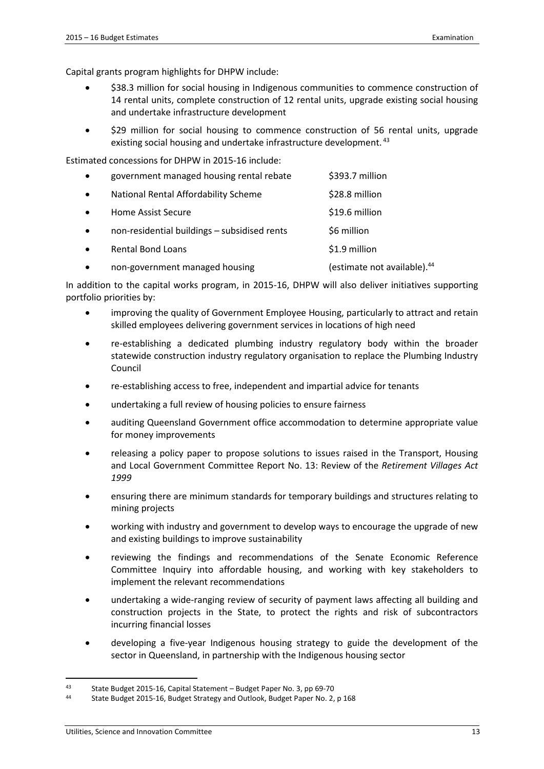Capital grants program highlights for DHPW include:

- $38.3 million for social housing in Indigenous communities to commence construction of 14 rental units, complete construction of 12 rental units, upgrade existing social housing and undertake infrastructure development
- $29 million for social housing to commence construction of 56 rental units, upgrade existing social housing and undertake infrastructure development. [43]

Estimated concessions for DHPW in 2015-16 include:

| | |
|---|---|
| • government managed housing rental rebate | $393.7 million |
| • National Rental Affordability Scheme | $28.8 million |
| • Home Assist Secure | $19.6 million |
| • non-residential buildings – subsidised rents | $6 million |
| • Rental Bond Loans | $1.9 million |
| • non-government managed housing | (estimate not available).[44] |

In addition to the capital works program, in 2015-16, DHPW will also deliver initiatives supporting portfolio priorities by:

- improving the quality of Government Employee Housing, particularly to attract and retain skilled employees delivering government services in locations of high need
- re-establishing a dedicated plumbing industry regulatory body within the broader statewide construction industry regulatory organisation to replace the Plumbing Industry Council
- re-establishing access to free, independent and impartial advice for tenants
- undertaking a full review of housing policies to ensure fairness
- auditing Queensland Government office accommodation to determine appropriate value for money improvements
- releasing a policy paper to propose solutions to issues raised in the Transport, Housing and Local Government Committee Report No. 13: Review of the *Retirement Villages Act 1999*
- ensuring there are minimum standards for temporary buildings and structures relating to mining projects
- working with industry and government to develop ways to encourage the upgrade of new and existing buildings to improve sustainability
- reviewing the findings and recommendations of the Senate Economic Reference Committee Inquiry into affordable housing, and working with key stakeholders to implement the relevant recommendations
- undertaking a wide-ranging review of security of payment laws affecting all building and construction projects in the State, to protect the rights and risk of subcontractors incurring financial losses
- developing a five-year Indigenous housing strategy to guide the development of the sector in Queensland, in partnership with the Indigenous housing sector

[43] State Budget 2015-16, Capital Statement – Budget Paper No. 3, pp 69-70

[44] State Budget 2015-16, Budget Strategy and Outlook, Budget Paper No. 2, p 168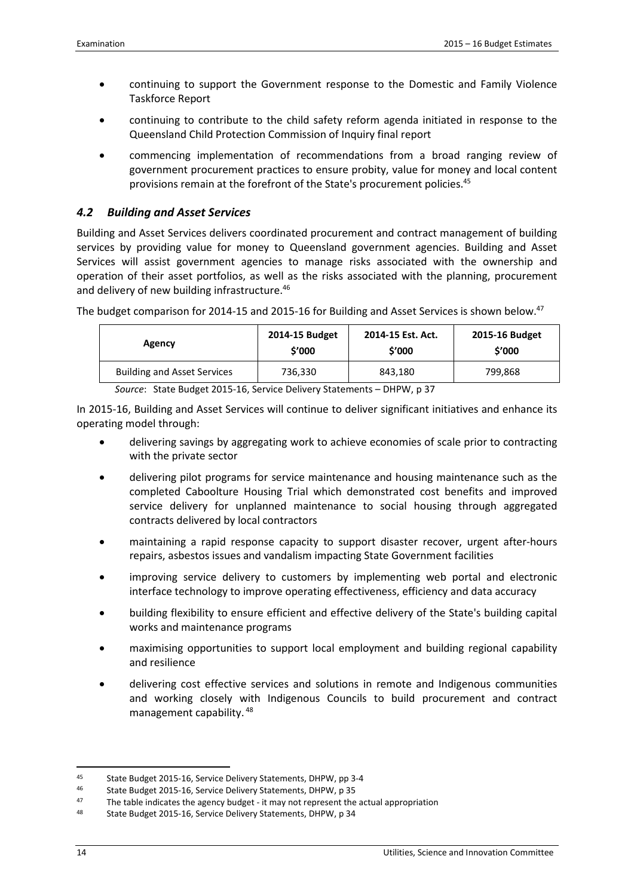- continuing to support the Government response to the Domestic and Family Violence Taskforce Report
- continuing to contribute to the child safety reform agenda initiated in response to the Queensland Child Protection Commission of Inquiry final report
- commencing implementation of recommendations from a broad ranging review of government procurement practices to ensure probity, value for money and local content provisions remain at the forefront of the State's procurement policies.[45]

### *4.2 Building and Asset Services*

Building and Asset Services delivers coordinated procurement and contract management of building services by providing value for money to Queensland government agencies. Building and Asset Services will assist government agencies to manage risks associated with the ownership and operation of their asset portfolios, as well as the risks associated with the planning, procurement and delivery of new building infrastructure.[46]

The budget comparison for 2014-15 and 2015-16 for Building and Asset Services is shown below.[47]

| Agency | 2014-15 Budget $'000 | 2014-15 Est. Act. $'000 | 2015-16 Budget $'000 |
|---|---|---|---|
| Building and Asset Services | 736,330 | 843,180 | 799,868 |

*Source*: State Budget 2015-16, Service Delivery Statements – DHPW, p 37

In 2015-16, Building and Asset Services will continue to deliver significant initiatives and enhance its operating model through:

- delivering savings by aggregating work to achieve economies of scale prior to contracting with the private sector
- delivering pilot programs for service maintenance and housing maintenance such as the completed Caboolture Housing Trial which demonstrated cost benefits and improved service delivery for unplanned maintenance to social housing through aggregated contracts delivered by local contractors
- maintaining a rapid response capacity to support disaster recover, urgent after-hours repairs, asbestos issues and vandalism impacting State Government facilities
- improving service delivery to customers by implementing web portal and electronic interface technology to improve operating effectiveness, efficiency and data accuracy
- building flexibility to ensure efficient and effective delivery of the State's building capital works and maintenance programs
- maximising opportunities to support local employment and building regional capability and resilience
- delivering cost effective services and solutions in remote and Indigenous communities and working closely with Indigenous Councils to build procurement and contract management capability.[48]

---

[45] State Budget 2015-16, Service Delivery Statements, DHPW, pp 3-4

[46] State Budget 2015-16, Service Delivery Statements, DHPW, p 35

[47] The table indicates the agency budget - it may not represent the actual appropriation

[48] State Budget 2015-16, Service Delivery Statements, DHPW, p 34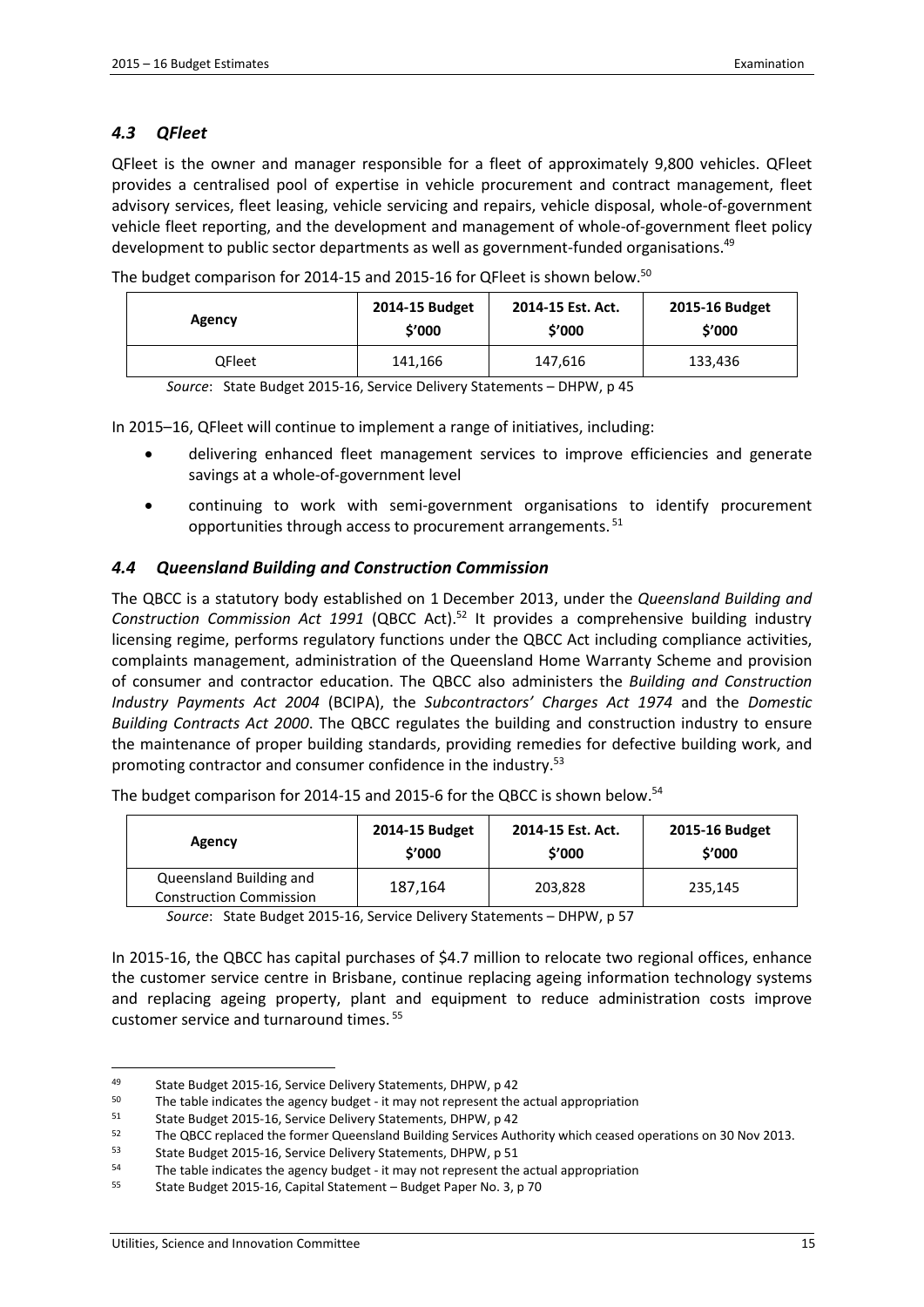### *4.3 QFleet*

QFleet is the owner and manager responsible for a fleet of approximately 9,800 vehicles. QFleet provides a centralised pool of expertise in vehicle procurement and contract management, fleet advisory services, fleet leasing, vehicle servicing and repairs, vehicle disposal, whole-of-government vehicle fleet reporting, and the development and management of whole-of-government fleet policy development to public sector departments as well as government-funded organisations.[49]

The budget comparison for 2014-15 and 2015-16 for QFleet is shown below.[50]

| Agency | 2014-15 Budget $'000 | 2014-15 Est. Act. $'000 | 2015-16 Budget $'000 |
|---|---|---|---|
| QFleet | 141,166 | 147,616 | 133,436 |

*Source*: State Budget 2015-16, Service Delivery Statements – DHPW, p 45

In 2015–16, QFleet will continue to implement a range of initiatives, including:

- delivering enhanced fleet management services to improve efficiencies and generate savings at a whole-of-government level
- continuing to work with semi-government organisations to identify procurement opportunities through access to procurement arrangements.[51]

### *4.4 Queensland Building and Construction Commission*

The QBCC is a statutory body established on 1 December 2013, under the *Queensland Building and Construction Commission Act 1991* (QBCC Act).[52] It provides a comprehensive building industry licensing regime, performs regulatory functions under the QBCC Act including compliance activities, complaints management, administration of the Queensland Home Warranty Scheme and provision of consumer and contractor education. The QBCC also administers the *Building and Construction Industry Payments Act 2004* (BCIPA), the *Subcontractors' Charges Act 1974* and the *Domestic Building Contracts Act 2000*. The QBCC regulates the building and construction industry to ensure the maintenance of proper building standards, providing remedies for defective building work, and promoting contractor and consumer confidence in the industry.[53]

The budget comparison for 2014-15 and 2015-6 for the QBCC is shown below.[54]

| Agency | 2014-15 Budget $'000 | 2014-15 Est. Act. $'000 | 2015-16 Budget $'000 |
|---|---|---|---|
| Queensland Building and Construction Commission | 187,164 | 203,828 | 235,145 |

*Source*: State Budget 2015-16, Service Delivery Statements – DHPW, p 57

In 2015-16, the QBCC has capital purchases of $4.7 million to relocate two regional offices, enhance the customer service centre in Brisbane, continue replacing ageing information technology systems and replacing ageing property, plant and equipment to reduce administration costs improve customer service and turnaround times.[55]

---

[49] State Budget 2015-16, Service Delivery Statements, DHPW, p 42
[50] The table indicates the agency budget - it may not represent the actual appropriation
[51] State Budget 2015-16, Service Delivery Statements, DHPW, p 42
[52] The QBCC replaced the former Queensland Building Services Authority which ceased operations on 30 Nov 2013.
[53] State Budget 2015-16, Service Delivery Statements, DHPW, p 51
[54] The table indicates the agency budget - it may not represent the actual appropriation
[55] State Budget 2015-16, Capital Statement – Budget Paper No. 3, p 70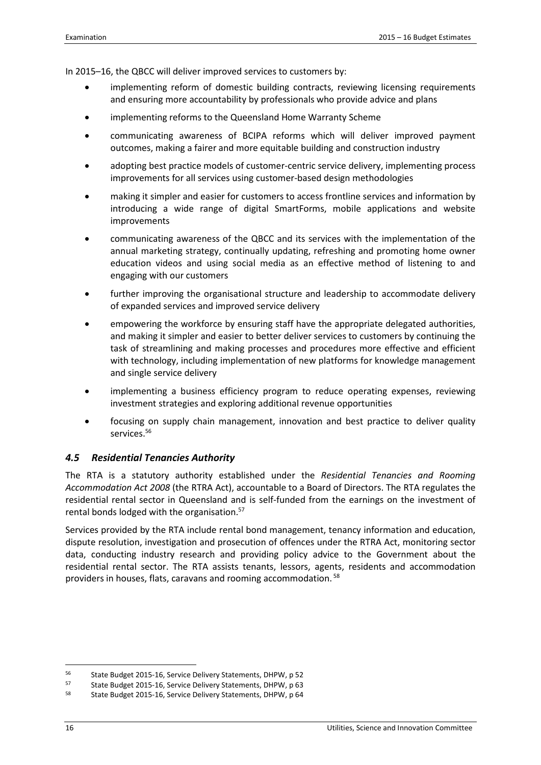In 2015–16, the QBCC will deliver improved services to customers by:

- implementing reform of domestic building contracts, reviewing licensing requirements and ensuring more accountability by professionals who provide advice and plans
- implementing reforms to the Queensland Home Warranty Scheme
- communicating awareness of BCIPA reforms which will deliver improved payment outcomes, making a fairer and more equitable building and construction industry
- adopting best practice models of customer-centric service delivery, implementing process improvements for all services using customer-based design methodologies
- making it simpler and easier for customers to access frontline services and information by introducing a wide range of digital SmartForms, mobile applications and website improvements
- communicating awareness of the QBCC and its services with the implementation of the annual marketing strategy, continually updating, refreshing and promoting home owner education videos and using social media as an effective method of listening to and engaging with our customers
- further improving the organisational structure and leadership to accommodate delivery of expanded services and improved service delivery
- empowering the workforce by ensuring staff have the appropriate delegated authorities, and making it simpler and easier to better deliver services to customers by continuing the task of streamlining and making processes and procedures more effective and efficient with technology, including implementation of new platforms for knowledge management and single service delivery
- implementing a business efficiency program to reduce operating expenses, reviewing investment strategies and exploring additional revenue opportunities
- focusing on supply chain management, innovation and best practice to deliver quality services.[56]

## *4.5 Residential Tenancies Authority*

The RTA is a statutory authority established under the *Residential Tenancies and Rooming Accommodation Act 2008* (the RTRA Act), accountable to a Board of Directors. The RTA regulates the residential rental sector in Queensland and is self-funded from the earnings on the investment of rental bonds lodged with the organisation.[57]

Services provided by the RTA include rental bond management, tenancy information and education, dispute resolution, investigation and prosecution of offences under the RTRA Act, monitoring sector data, conducting industry research and providing policy advice to the Government about the residential rental sector. The RTA assists tenants, lessors, agents, residents and accommodation providers in houses, flats, caravans and rooming accommodation.[58]

---

[56] State Budget 2015-16, Service Delivery Statements, DHPW, p 52

[57] State Budget 2015-16, Service Delivery Statements, DHPW, p 63

[58] State Budget 2015-16, Service Delivery Statements, DHPW, p 64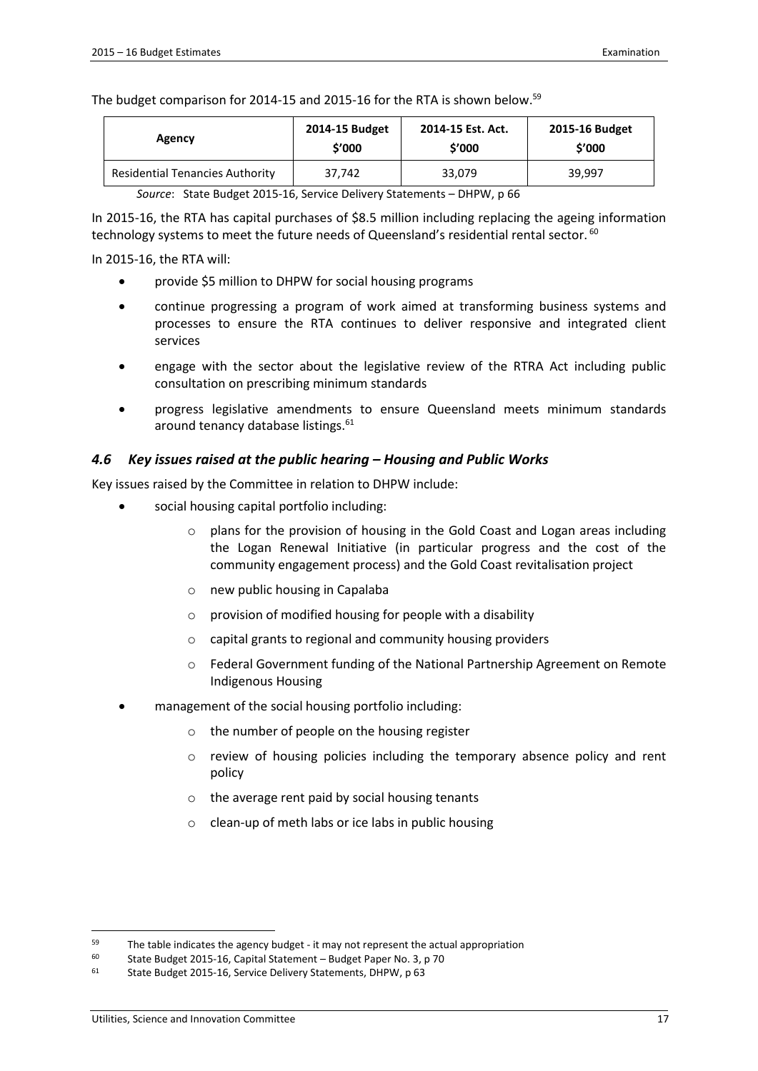The budget comparison for 2014-15 and 2015-16 for the RTA is shown below.[59]

| Agency | 2014-15 Budget $'000 | 2014-15 Est. Act. $'000 | 2015-16 Budget $'000 |
|---|---|---|---|
| Residential Tenancies Authority | 37,742 | 33,079 | 39,997 |

*Source*: State Budget 2015-16, Service Delivery Statements – DHPW, p 66

In 2015-16, the RTA has capital purchases of $8.5 million including replacing the ageing information technology systems to meet the future needs of Queensland's residential rental sector.[60]

In 2015-16, the RTA will:

- provide $5 million to DHPW for social housing programs
- continue progressing a program of work aimed at transforming business systems and processes to ensure the RTA continues to deliver responsive and integrated client services
- engage with the sector about the legislative review of the RTRA Act including public consultation on prescribing minimum standards
- progress legislative amendments to ensure Queensland meets minimum standards around tenancy database listings.[61]

### *4.6 Key issues raised at the public hearing – Housing and Public Works*

Key issues raised by the Committee in relation to DHPW include:

- social housing capital portfolio including:
  - plans for the provision of housing in the Gold Coast and Logan areas including the Logan Renewal Initiative (in particular progress and the cost of the community engagement process) and the Gold Coast revitalisation project
  - new public housing in Capalaba
  - provision of modified housing for people with a disability
  - capital grants to regional and community housing providers
  - Federal Government funding of the National Partnership Agreement on Remote Indigenous Housing
- management of the social housing portfolio including:
  - the number of people on the housing register
  - review of housing policies including the temporary absence policy and rent policy
  - the average rent paid by social housing tenants
  - clean-up of meth labs or ice labs in public housing

---

[59] The table indicates the agency budget - it may not represent the actual appropriation

[60] State Budget 2015-16, Capital Statement – Budget Paper No. 3, p 70

[61] State Budget 2015-16, Service Delivery Statements, DHPW, p 63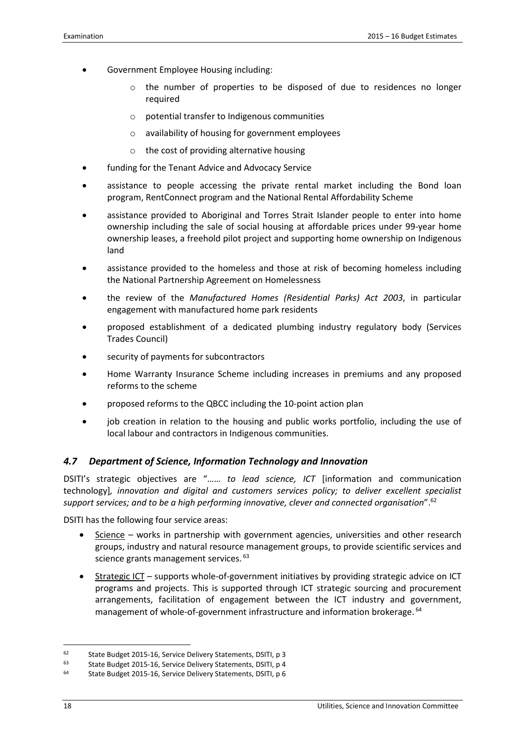- Government Employee Housing including:
    - the number of properties to be disposed of due to residences no longer required
    - potential transfer to Indigenous communities
    - availability of housing for government employees
    - the cost of providing alternative housing
- funding for the Tenant Advice and Advocacy Service
- assistance to people accessing the private rental market including the Bond loan program, RentConnect program and the National Rental Affordability Scheme
- assistance provided to Aboriginal and Torres Strait Islander people to enter into home ownership including the sale of social housing at affordable prices under 99-year home ownership leases, a freehold pilot project and supporting home ownership on Indigenous land
- assistance provided to the homeless and those at risk of becoming homeless including the National Partnership Agreement on Homelessness
- the review of the *Manufactured Homes (Residential Parks) Act 2003*, in particular engagement with manufactured home park residents
- proposed establishment of a dedicated plumbing industry regulatory body (Services Trades Council)
- security of payments for subcontractors
- Home Warranty Insurance Scheme including increases in premiums and any proposed reforms to the scheme
- proposed reforms to the QBCC including the 10-point action plan
- job creation in relation to the housing and public works portfolio, including the use of local labour and contractors in Indigenous communities.

### *4.7 Department of Science, Information Technology and Innovation*

DSITI's strategic objectives are "…… *to lead science, ICT* [information and communication technology]*, innovation and digital and customers services policy; to deliver excellent specialist support services; and to be a high performing innovative, clever and connected organisation*".[62]

DSITI has the following four service areas:

- Science – works in partnership with government agencies, universities and other research groups, industry and natural resource management groups, to provide scientific services and science grants management services.[63]
- Strategic ICT – supports whole-of-government initiatives by providing strategic advice on ICT programs and projects. This is supported through ICT strategic sourcing and procurement arrangements, facilitation of engagement between the ICT industry and government, management of whole-of-government infrastructure and information brokerage.[64]

---

[62] State Budget 2015-16, Service Delivery Statements, DSITI, p 3

[63] State Budget 2015-16, Service Delivery Statements, DSITI, p 4

[64] State Budget 2015-16, Service Delivery Statements, DSITI, p 6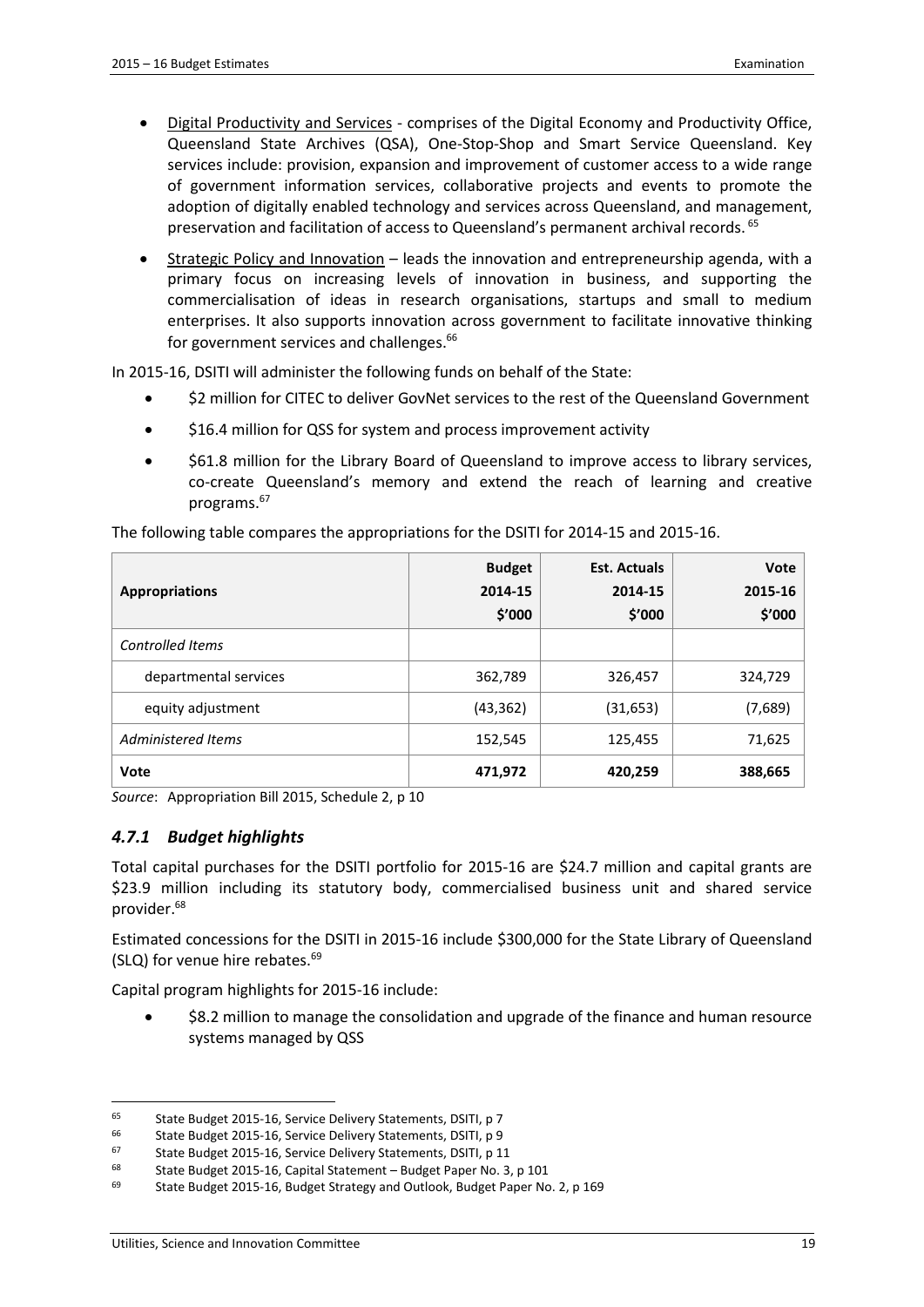- Digital Productivity and Services - comprises of the Digital Economy and Productivity Office, Queensland State Archives (QSA), One-Stop-Shop and Smart Service Queensland. Key services include: provision, expansion and improvement of customer access to a wide range of government information services, collaborative projects and events to promote the adoption of digitally enabled technology and services across Queensland, and management, preservation and facilitation of access to Queensland's permanent archival records.[65]
- Strategic Policy and Innovation – leads the innovation and entrepreneurship agenda, with a primary focus on increasing levels of innovation in business, and supporting the commercialisation of ideas in research organisations, startups and small to medium enterprises. It also supports innovation across government to facilitate innovative thinking for government services and challenges.[66]

In 2015-16, DSITI will administer the following funds on behalf of the State:

- $2 million for CITEC to deliver GovNet services to the rest of the Queensland Government
- $16.4 million for QSS for system and process improvement activity
- $61.8 million for the Library Board of Queensland to improve access to library services, co-create Queensland's memory and extend the reach of learning and creative programs.[67]

The following table compares the appropriations for the DSITI for 2014-15 and 2015-16.

| Appropriations | Budget 2014-15 $'000 | Est. Actuals 2014-15 $'000 | Vote 2015-16 $'000 |
|---|---|---|---|
| *Controlled Items* | | | |
| departmental services | 362,789 | 326,457 | 324,729 |
| equity adjustment | (43,362) | (31,653) | (7,689) |
| *Administered Items* | 152,545 | 125,455 | 71,625 |
| **Vote** | **471,972** | **420,259** | **388,665** |

*Source*: Appropriation Bill 2015, Schedule 2, p 10

### *4.7.1 Budget highlights*

Total capital purchases for the DSITI portfolio for 2015-16 are $24.7 million and capital grants are $23.9 million including its statutory body, commercialised business unit and shared service provider.[68]

Estimated concessions for the DSITI in 2015-16 include $300,000 for the State Library of Queensland (SLQ) for venue hire rebates.[69]

Capital program highlights for 2015-16 include:

- $8.2 million to manage the consolidation and upgrade of the finance and human resource systems managed by QSS

---

[65] State Budget 2015-16, Service Delivery Statements, DSITI, p 7

[66] State Budget 2015-16, Service Delivery Statements, DSITI, p 9

[67] State Budget 2015-16, Service Delivery Statements, DSITI, p 11

[68] State Budget 2015-16, Capital Statement – Budget Paper No. 3, p 101

[69] State Budget 2015-16, Budget Strategy and Outlook, Budget Paper No. 2, p 169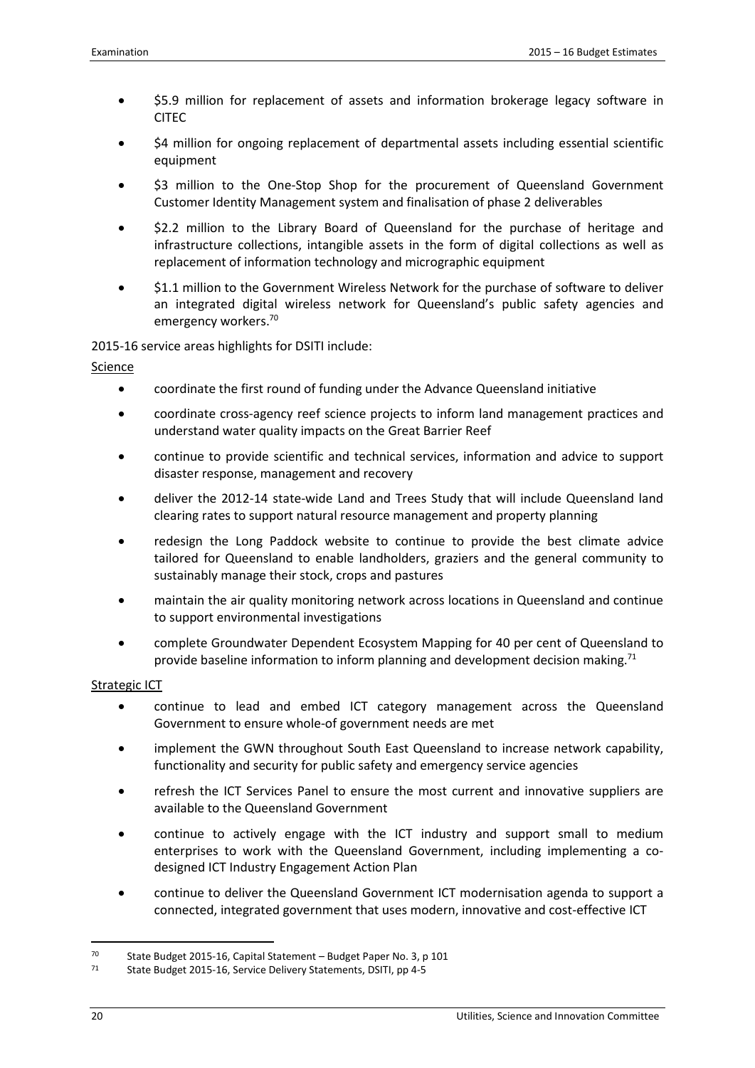- $5.9 million for replacement of assets and information brokerage legacy software in CITEC
- $4 million for ongoing replacement of departmental assets including essential scientific equipment
- $3 million to the One-Stop Shop for the procurement of Queensland Government Customer Identity Management system and finalisation of phase 2 deliverables
- $2.2 million to the Library Board of Queensland for the purchase of heritage and infrastructure collections, intangible assets in the form of digital collections as well as replacement of information technology and micrographic equipment
- $1.1 million to the Government Wireless Network for the purchase of software to deliver an integrated digital wireless network for Queensland's public safety agencies and emergency workers.[70]

2015-16 service areas highlights for DSITI include:

Science

- coordinate the first round of funding under the Advance Queensland initiative
- coordinate cross-agency reef science projects to inform land management practices and understand water quality impacts on the Great Barrier Reef
- continue to provide scientific and technical services, information and advice to support disaster response, management and recovery
- deliver the 2012-14 state-wide Land and Trees Study that will include Queensland land clearing rates to support natural resource management and property planning
- redesign the Long Paddock website to continue to provide the best climate advice tailored for Queensland to enable landholders, graziers and the general community to sustainably manage their stock, crops and pastures
- maintain the air quality monitoring network across locations in Queensland and continue to support environmental investigations
- complete Groundwater Dependent Ecosystem Mapping for 40 per cent of Queensland to provide baseline information to inform planning and development decision making.[71]

Strategic ICT

- continue to lead and embed ICT category management across the Queensland Government to ensure whole-of government needs are met
- implement the GWN throughout South East Queensland to increase network capability, functionality and security for public safety and emergency service agencies
- refresh the ICT Services Panel to ensure the most current and innovative suppliers are available to the Queensland Government
- continue to actively engage with the ICT industry and support small to medium enterprises to work with the Queensland Government, including implementing a co-designed ICT Industry Engagement Action Plan
- continue to deliver the Queensland Government ICT modernisation agenda to support a connected, integrated government that uses modern, innovative and cost-effective ICT

---

[70] State Budget 2015-16, Capital Statement – Budget Paper No. 3, p 101

[71] State Budget 2015-16, Service Delivery Statements, DSITI, pp 4-5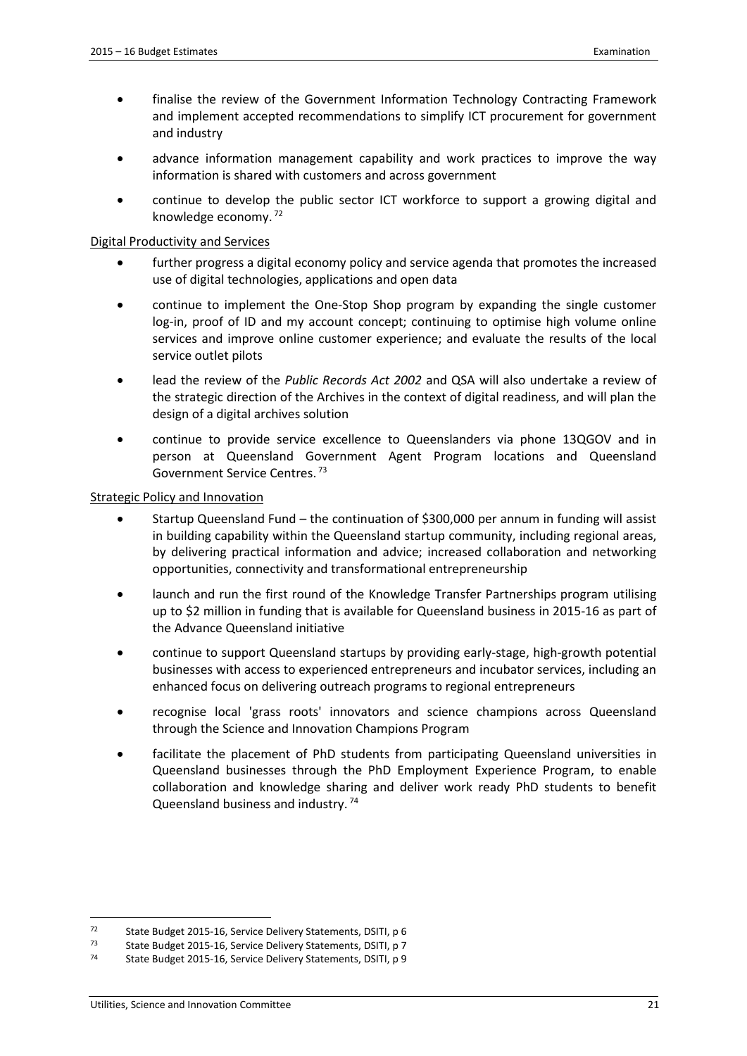- finalise the review of the Government Information Technology Contracting Framework and implement accepted recommendations to simplify ICT procurement for government and industry
- advance information management capability and work practices to improve the way information is shared with customers and across government
- continue to develop the public sector ICT workforce to support a growing digital and knowledge economy. [72]

Digital Productivity and Services

- further progress a digital economy policy and service agenda that promotes the increased use of digital technologies, applications and open data
- continue to implement the One-Stop Shop program by expanding the single customer log-in, proof of ID and my account concept; continuing to optimise high volume online services and improve online customer experience; and evaluate the results of the local service outlet pilots
- lead the review of the *Public Records Act 2002* and QSA will also undertake a review of the strategic direction of the Archives in the context of digital readiness, and will plan the design of a digital archives solution
- continue to provide service excellence to Queenslanders via phone 13QGOV and in person at Queensland Government Agent Program locations and Queensland Government Service Centres. [73]

Strategic Policy and Innovation

- Startup Queensland Fund – the continuation of $300,000 per annum in funding will assist in building capability within the Queensland startup community, including regional areas, by delivering practical information and advice; increased collaboration and networking opportunities, connectivity and transformational entrepreneurship
- launch and run the first round of the Knowledge Transfer Partnerships program utilising up to $2 million in funding that is available for Queensland business in 2015-16 as part of the Advance Queensland initiative
- continue to support Queensland startups by providing early-stage, high-growth potential businesses with access to experienced entrepreneurs and incubator services, including an enhanced focus on delivering outreach programs to regional entrepreneurs
- recognise local 'grass roots' innovators and science champions across Queensland through the Science and Innovation Champions Program
- facilitate the placement of PhD students from participating Queensland universities in Queensland businesses through the PhD Employment Experience Program, to enable collaboration and knowledge sharing and deliver work ready PhD students to benefit Queensland business and industry. [74]

---

[72] State Budget 2015-16, Service Delivery Statements, DSITI, p 6

[73] State Budget 2015-16, Service Delivery Statements, DSITI, p 7

[74] State Budget 2015-16, Service Delivery Statements, DSITI, p 9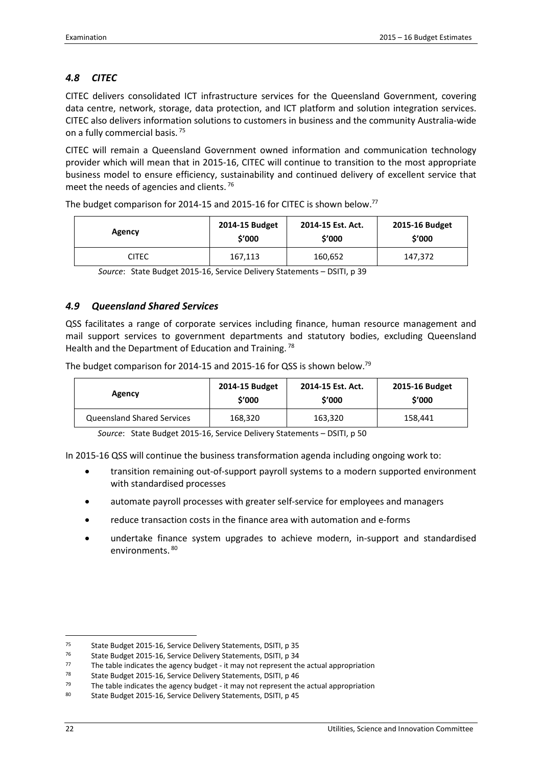### *4.8 CITEC*

CITEC delivers consolidated ICT infrastructure services for the Queensland Government, covering data centre, network, storage, data protection, and ICT platform and solution integration services. CITEC also delivers information solutions to customers in business and the community Australia-wide on a fully commercial basis. [75]

CITEC will remain a Queensland Government owned information and communication technology provider which will mean that in 2015-16, CITEC will continue to transition to the most appropriate business model to ensure efficiency, sustainability and continued delivery of excellent service that meet the needs of agencies and clients. [76]

The budget comparison for 2014-15 and 2015-16 for CITEC is shown below.[77]

| Agency | 2014-15 Budget $'000 | 2014-15 Est. Act. $'000 | 2015-16 Budget $'000 |
|---|---|---|---|
| CITEC | 167,113 | 160,652 | 147,372 |

*Source*: State Budget 2015-16, Service Delivery Statements – DSITI, p 39

### *4.9 Queensland Shared Services*

QSS facilitates a range of corporate services including finance, human resource management and mail support services to government departments and statutory bodies, excluding Queensland Health and the Department of Education and Training. [78]

The budget comparison for 2014-15 and 2015-16 for QSS is shown below.[79]

| Agency | 2014-15 Budget $'000 | 2014-15 Est. Act. $'000 | 2015-16 Budget $'000 |
|---|---|---|---|
| Queensland Shared Services | 168,320 | 163,320 | 158,441 |

*Source*: State Budget 2015-16, Service Delivery Statements – DSITI, p 50

In 2015-16 QSS will continue the business transformation agenda including ongoing work to:

- transition remaining out-of-support payroll systems to a modern supported environment with standardised processes
- automate payroll processes with greater self-service for employees and managers
- reduce transaction costs in the finance area with automation and e-forms
- undertake finance system upgrades to achieve modern, in-support and standardised environments. [80]

---

[75] State Budget 2015-16, Service Delivery Statements, DSITI, p 35
[76] State Budget 2015-16, Service Delivery Statements, DSITI, p 34
[77] The table indicates the agency budget - it may not represent the actual appropriation
[78] State Budget 2015-16, Service Delivery Statements, DSITI, p 46
[79] The table indicates the agency budget - it may not represent the actual appropriation
[80] State Budget 2015-16, Service Delivery Statements, DSITI, p 45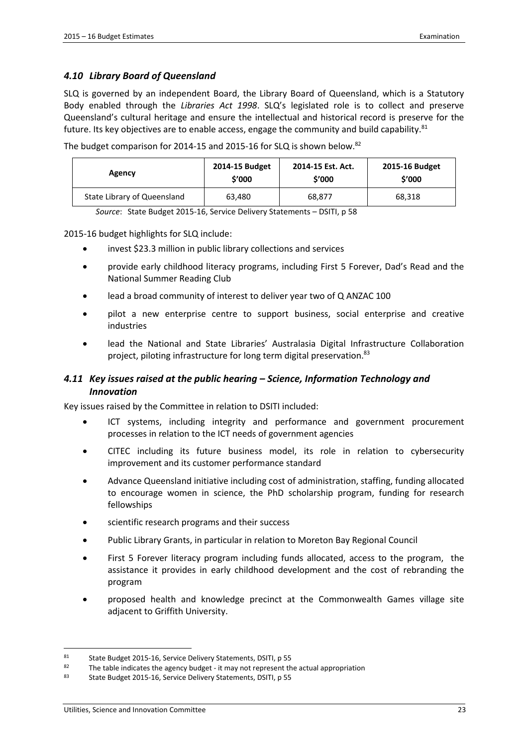### *4.10 Library Board of Queensland*

SLQ is governed by an independent Board, the Library Board of Queensland, which is a Statutory Body enabled through the *Libraries Act 1998*. SLQ's legislated role is to collect and preserve Queensland's cultural heritage and ensure the intellectual and historical record is preserve for the future. Its key objectives are to enable access, engage the community and build capability.[81]

The budget comparison for 2014-15 and 2015-16 for SLQ is shown below.[82]

| Agency | 2014-15 Budget $'000 | 2014-15 Est. Act. $'000 | 2015-16 Budget $'000 |
|---|---|---|---|
| State Library of Queensland | 63,480 | 68,877 | 68,318 |

*Source*: State Budget 2015-16, Service Delivery Statements – DSITI, p 58

2015-16 budget highlights for SLQ include:

- invest $23.3 million in public library collections and services
- provide early childhood literacy programs, including First 5 Forever, Dad's Read and the National Summer Reading Club
- lead a broad community of interest to deliver year two of Q ANZAC 100
- pilot a new enterprise centre to support business, social enterprise and creative industries
- lead the National and State Libraries' Australasia Digital Infrastructure Collaboration project, piloting infrastructure for long term digital preservation.[83]

### *4.11 Key issues raised at the public hearing – Science, Information Technology and Innovation*

Key issues raised by the Committee in relation to DSITI included:

- ICT systems, including integrity and performance and government procurement processes in relation to the ICT needs of government agencies
- CITEC including its future business model, its role in relation to cybersecurity improvement and its customer performance standard
- Advance Queensland initiative including cost of administration, staffing, funding allocated to encourage women in science, the PhD scholarship program, funding for research fellowships
- scientific research programs and their success
- Public Library Grants, in particular in relation to Moreton Bay Regional Council
- First 5 Forever literacy program including funds allocated, access to the program, the assistance it provides in early childhood development and the cost of rebranding the program
- proposed health and knowledge precinct at the Commonwealth Games village site adjacent to Griffith University.

---

[81] State Budget 2015-16, Service Delivery Statements, DSITI, p 55

[82] The table indicates the agency budget - it may not represent the actual appropriation

[83] State Budget 2015-16, Service Delivery Statements, DSITI, p 55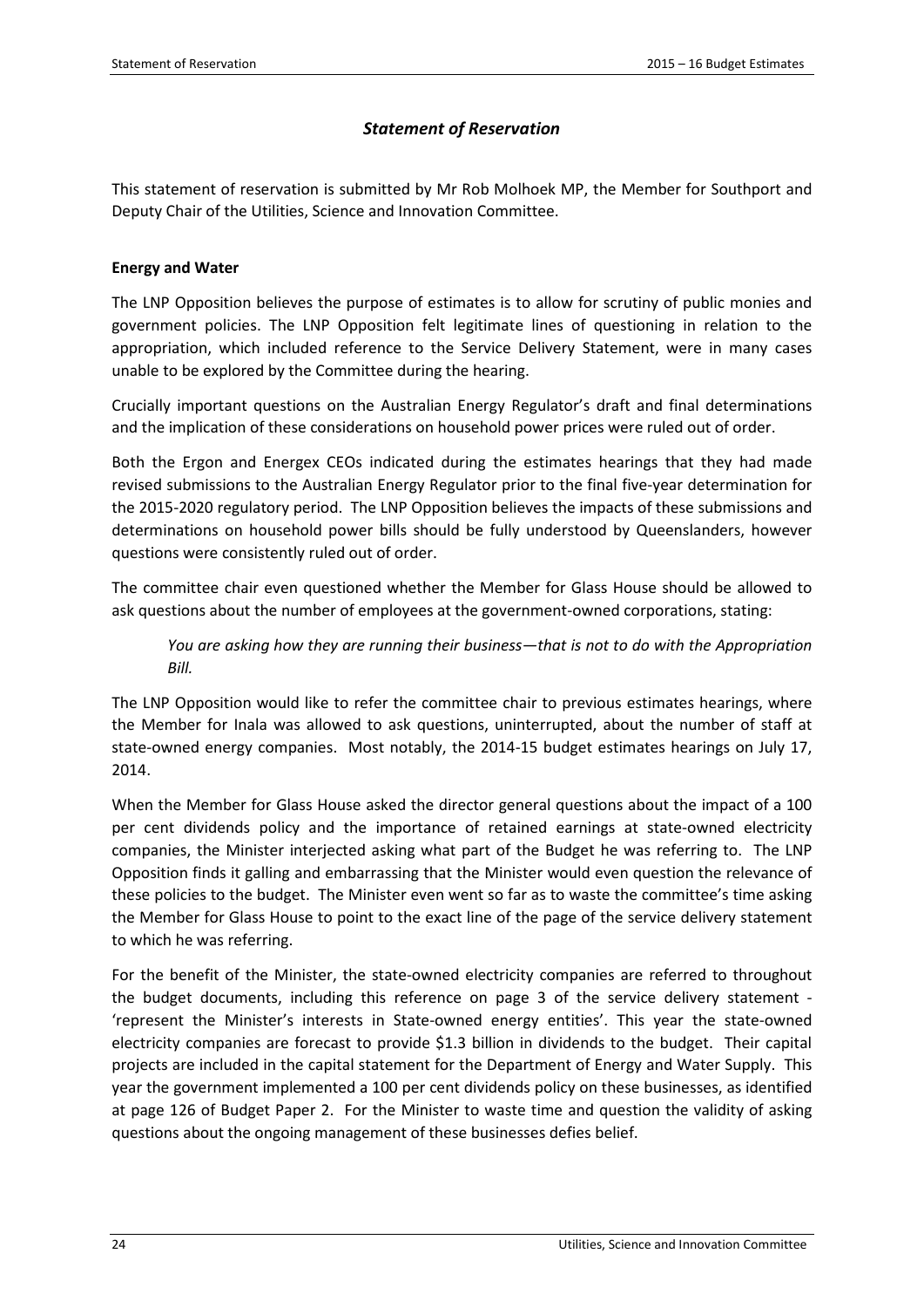## *Statement of Reservation*

This statement of reservation is submitted by Mr Rob Molhoek MP, the Member for Southport and Deputy Chair of the Utilities, Science and Innovation Committee.

**Energy and Water**

The LNP Opposition believes the purpose of estimates is to allow for scrutiny of public monies and government policies. The LNP Opposition felt legitimate lines of questioning in relation to the appropriation, which included reference to the Service Delivery Statement, were in many cases unable to be explored by the Committee during the hearing.

Crucially important questions on the Australian Energy Regulator's draft and final determinations and the implication of these considerations on household power prices were ruled out of order.

Both the Ergon and Energex CEOs indicated during the estimates hearings that they had made revised submissions to the Australian Energy Regulator prior to the final five-year determination for the 2015-2020 regulatory period. The LNP Opposition believes the impacts of these submissions and determinations on household power bills should be fully understood by Queenslanders, however questions were consistently ruled out of order.

The committee chair even questioned whether the Member for Glass House should be allowed to ask questions about the number of employees at the government-owned corporations, stating:

> *You are asking how they are running their business—that is not to do with the Appropriation Bill.*

The LNP Opposition would like to refer the committee chair to previous estimates hearings, where the Member for Inala was allowed to ask questions, uninterrupted, about the number of staff at state-owned energy companies. Most notably, the 2014-15 budget estimates hearings on July 17, 2014.

When the Member for Glass House asked the director general questions about the impact of a 100 per cent dividends policy and the importance of retained earnings at state-owned electricity companies, the Minister interjected asking what part of the Budget he was referring to. The LNP Opposition finds it galling and embarrassing that the Minister would even question the relevance of these policies to the budget. The Minister even went so far as to waste the committee's time asking the Member for Glass House to point to the exact line of the page of the service delivery statement to which he was referring.

For the benefit of the Minister, the state-owned electricity companies are referred to throughout the budget documents, including this reference on page 3 of the service delivery statement - 'represent the Minister's interests in State-owned energy entities'. This year the state-owned electricity companies are forecast to provide $1.3 billion in dividends to the budget. Their capital projects are included in the capital statement for the Department of Energy and Water Supply. This year the government implemented a 100 per cent dividends policy on these businesses, as identified at page 126 of Budget Paper 2. For the Minister to waste time and question the validity of asking questions about the ongoing management of these businesses defies belief.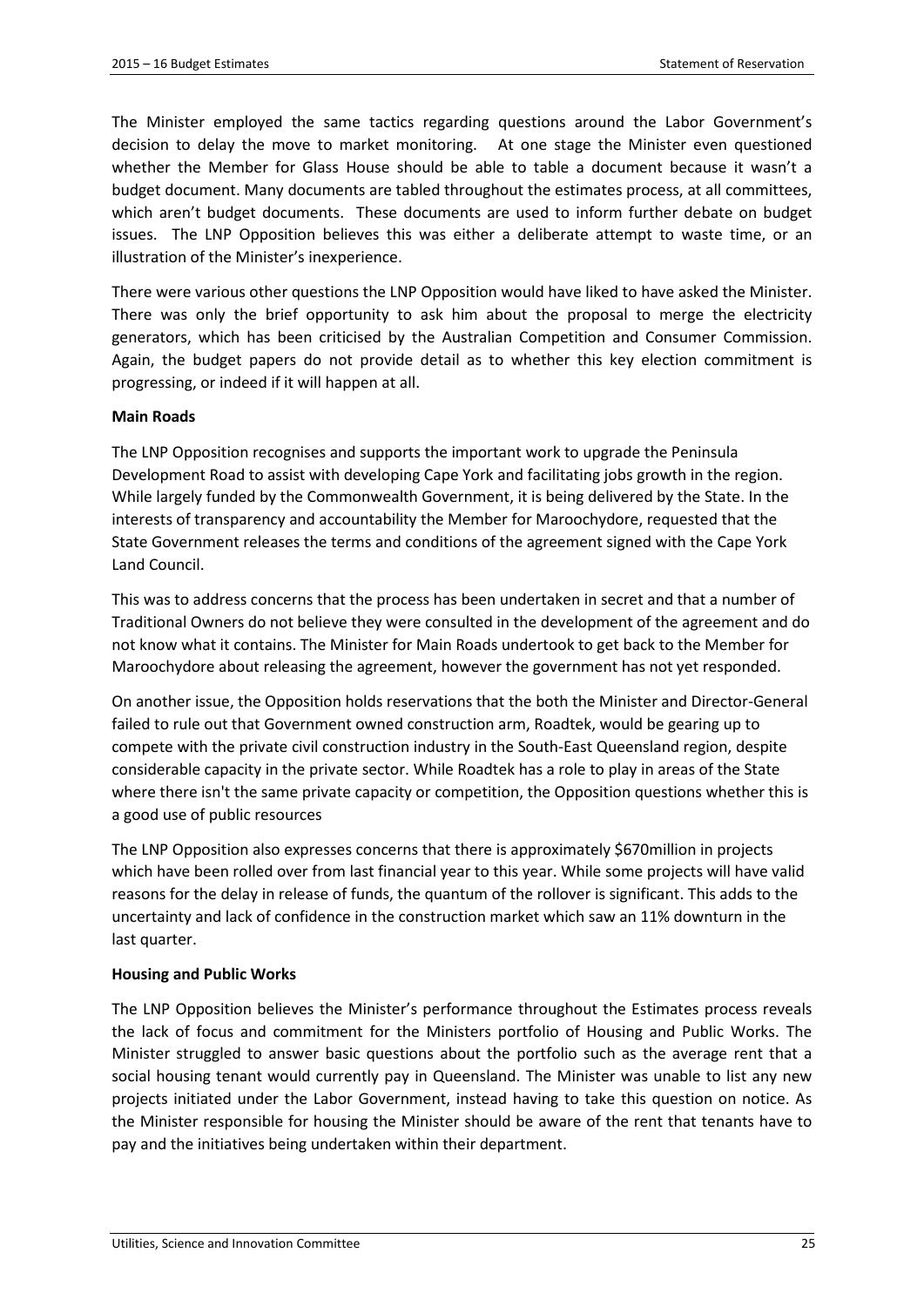The Minister employed the same tactics regarding questions around the Labor Government's decision to delay the move to market monitoring. At one stage the Minister even questioned whether the Member for Glass House should be able to table a document because it wasn't a budget document. Many documents are tabled throughout the estimates process, at all committees, which aren't budget documents. These documents are used to inform further debate on budget issues. The LNP Opposition believes this was either a deliberate attempt to waste time, or an illustration of the Minister's inexperience.

There were various other questions the LNP Opposition would have liked to have asked the Minister. There was only the brief opportunity to ask him about the proposal to merge the electricity generators, which has been criticised by the Australian Competition and Consumer Commission. Again, the budget papers do not provide detail as to whether this key election commitment is progressing, or indeed if it will happen at all.

**Main Roads**

The LNP Opposition recognises and supports the important work to upgrade the Peninsula Development Road to assist with developing Cape York and facilitating jobs growth in the region. While largely funded by the Commonwealth Government, it is being delivered by the State. In the interests of transparency and accountability the Member for Maroochydore, requested that the State Government releases the terms and conditions of the agreement signed with the Cape York Land Council.

This was to address concerns that the process has been undertaken in secret and that a number of Traditional Owners do not believe they were consulted in the development of the agreement and do not know what it contains. The Minister for Main Roads undertook to get back to the Member for Maroochydore about releasing the agreement, however the government has not yet responded.

On another issue, the Opposition holds reservations that the both the Minister and Director-General failed to rule out that Government owned construction arm, Roadtek, would be gearing up to compete with the private civil construction industry in the South-East Queensland region, despite considerable capacity in the private sector. While Roadtek has a role to play in areas of the State where there isn't the same private capacity or competition, the Opposition questions whether this is a good use of public resources

The LNP Opposition also expresses concerns that there is approximately $670million in projects which have been rolled over from last financial year to this year. While some projects will have valid reasons for the delay in release of funds, the quantum of the rollover is significant. This adds to the uncertainty and lack of confidence in the construction market which saw an 11% downturn in the last quarter.

**Housing and Public Works**

The LNP Opposition believes the Minister's performance throughout the Estimates process reveals the lack of focus and commitment for the Ministers portfolio of Housing and Public Works. The Minister struggled to answer basic questions about the portfolio such as the average rent that a social housing tenant would currently pay in Queensland. The Minister was unable to list any new projects initiated under the Labor Government, instead having to take this question on notice. As the Minister responsible for housing the Minister should be aware of the rent that tenants have to pay and the initiatives being undertaken within their department.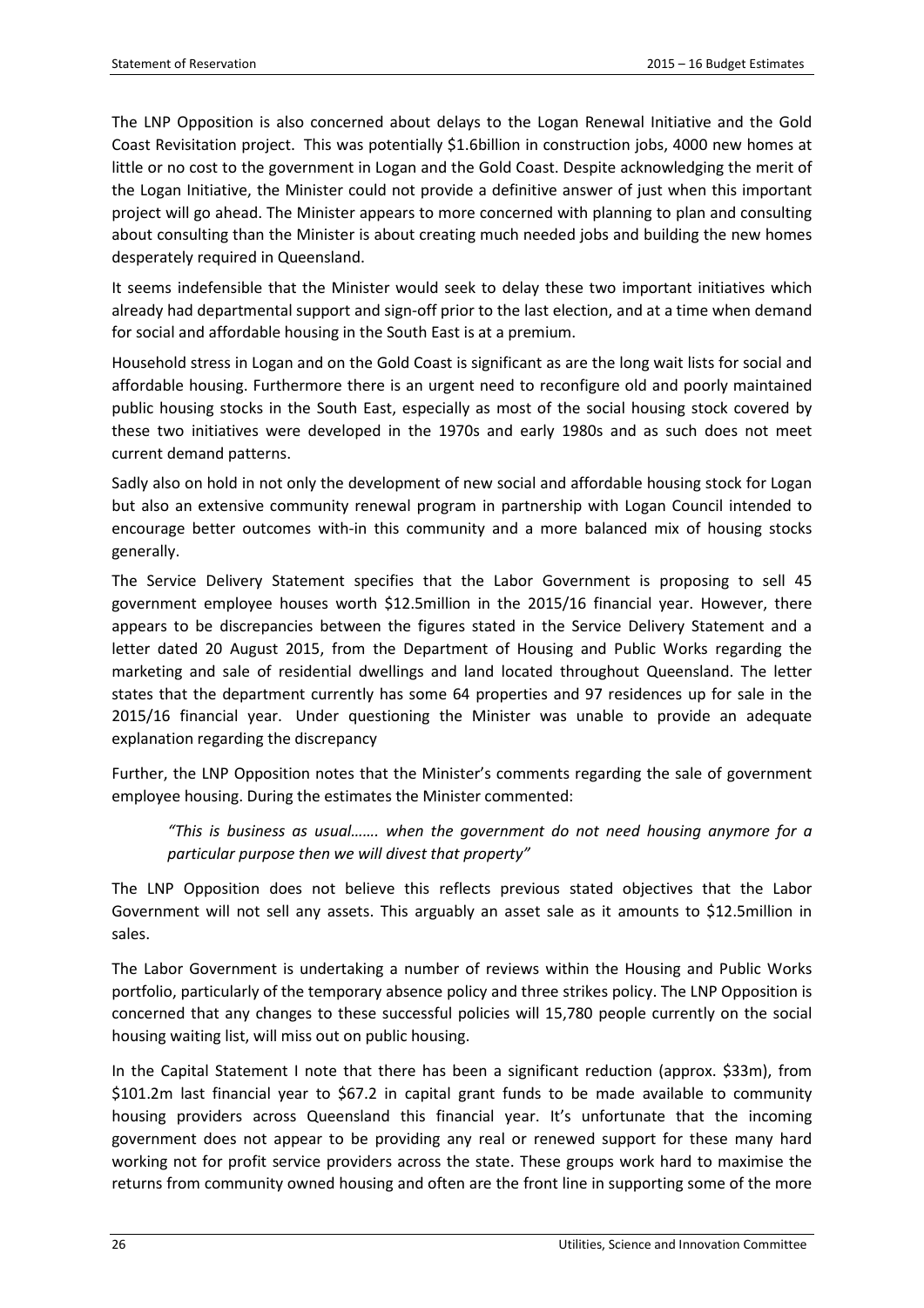The LNP Opposition is also concerned about delays to the Logan Renewal Initiative and the Gold Coast Revisitation project. This was potentially \$1.6billion in construction jobs, 4000 new homes at little or no cost to the government in Logan and the Gold Coast. Despite acknowledging the merit of the Logan Initiative, the Minister could not provide a definitive answer of just when this important project will go ahead. The Minister appears to more concerned with planning to plan and consulting about consulting than the Minister is about creating much needed jobs and building the new homes desperately required in Queensland.

It seems indefensible that the Minister would seek to delay these two important initiatives which already had departmental support and sign-off prior to the last election, and at a time when demand for social and affordable housing in the South East is at a premium.

Household stress in Logan and on the Gold Coast is significant as are the long wait lists for social and affordable housing. Furthermore there is an urgent need to reconfigure old and poorly maintained public housing stocks in the South East, especially as most of the social housing stock covered by these two initiatives were developed in the 1970s and early 1980s and as such does not meet current demand patterns.

Sadly also on hold in not only the development of new social and affordable housing stock for Logan but also an extensive community renewal program in partnership with Logan Council intended to encourage better outcomes with-in this community and a more balanced mix of housing stocks generally.

The Service Delivery Statement specifies that the Labor Government is proposing to sell 45 government employee houses worth \$12.5million in the 2015/16 financial year. However, there appears to be discrepancies between the figures stated in the Service Delivery Statement and a letter dated 20 August 2015, from the Department of Housing and Public Works regarding the marketing and sale of residential dwellings and land located throughout Queensland. The letter states that the department currently has some 64 properties and 97 residences up for sale in the 2015/16 financial year. Under questioning the Minister was unable to provide an adequate explanation regarding the discrepancy

Further, the LNP Opposition notes that the Minister's comments regarding the sale of government employee housing. During the estimates the Minister commented:

> *"This is business as usual……. when the government do not need housing anymore for a particular purpose then we will divest that property"*

The LNP Opposition does not believe this reflects previous stated objectives that the Labor Government will not sell any assets. This arguably an asset sale as it amounts to \$12.5million in sales.

The Labor Government is undertaking a number of reviews within the Housing and Public Works portfolio, particularly of the temporary absence policy and three strikes policy. The LNP Opposition is concerned that any changes to these successful policies will 15,780 people currently on the social housing waiting list, will miss out on public housing.

In the Capital Statement I note that there has been a significant reduction (approx. \$33m), from \$101.2m last financial year to \$67.2 in capital grant funds to be made available to community housing providers across Queensland this financial year. It's unfortunate that the incoming government does not appear to be providing any real or renewed support for these many hard working not for profit service providers across the state. These groups work hard to maximise the returns from community owned housing and often are the front line in supporting some of the more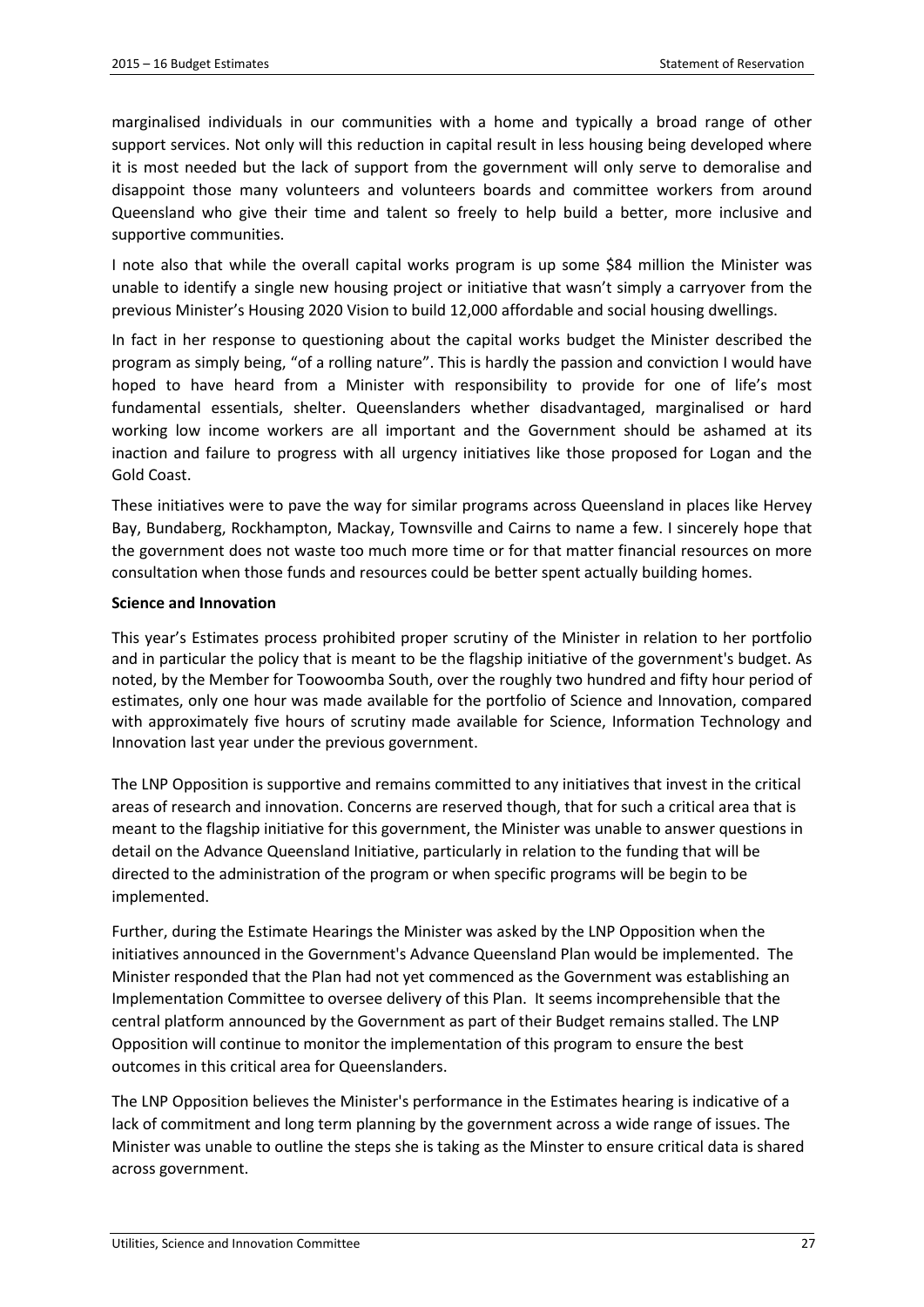marginalised individuals in our communities with a home and typically a broad range of other support services. Not only will this reduction in capital result in less housing being developed where it is most needed but the lack of support from the government will only serve to demoralise and disappoint those many volunteers and volunteers boards and committee workers from around Queensland who give their time and talent so freely to help build a better, more inclusive and supportive communities.

I note also that while the overall capital works program is up some $84 million the Minister was unable to identify a single new housing project or initiative that wasn't simply a carryover from the previous Minister's Housing 2020 Vision to build 12,000 affordable and social housing dwellings.

In fact in her response to questioning about the capital works budget the Minister described the program as simply being, "of a rolling nature". This is hardly the passion and conviction I would have hoped to have heard from a Minister with responsibility to provide for one of life's most fundamental essentials, shelter. Queenslanders whether disadvantaged, marginalised or hard working low income workers are all important and the Government should be ashamed at its inaction and failure to progress with all urgency initiatives like those proposed for Logan and the Gold Coast.

These initiatives were to pave the way for similar programs across Queensland in places like Hervey Bay, Bundaberg, Rockhampton, Mackay, Townsville and Cairns to name a few. I sincerely hope that the government does not waste too much more time or for that matter financial resources on more consultation when those funds and resources could be better spent actually building homes.

**Science and Innovation**

This year's Estimates process prohibited proper scrutiny of the Minister in relation to her portfolio and in particular the policy that is meant to be the flagship initiative of the government's budget. As noted, by the Member for Toowoomba South, over the roughly two hundred and fifty hour period of estimates, only one hour was made available for the portfolio of Science and Innovation, compared with approximately five hours of scrutiny made available for Science, Information Technology and Innovation last year under the previous government.

The LNP Opposition is supportive and remains committed to any initiatives that invest in the critical areas of research and innovation. Concerns are reserved though, that for such a critical area that is meant to the flagship initiative for this government, the Minister was unable to answer questions in detail on the Advance Queensland Initiative, particularly in relation to the funding that will be directed to the administration of the program or when specific programs will be begin to be implemented.

Further, during the Estimate Hearings the Minister was asked by the LNP Opposition when the initiatives announced in the Government's Advance Queensland Plan would be implemented. The Minister responded that the Plan had not yet commenced as the Government was establishing an Implementation Committee to oversee delivery of this Plan. It seems incomprehensible that the central platform announced by the Government as part of their Budget remains stalled. The LNP Opposition will continue to monitor the implementation of this program to ensure the best outcomes in this critical area for Queenslanders.

The LNP Opposition believes the Minister's performance in the Estimates hearing is indicative of a lack of commitment and long term planning by the government across a wide range of issues. The Minister was unable to outline the steps she is taking as the Minster to ensure critical data is shared across government.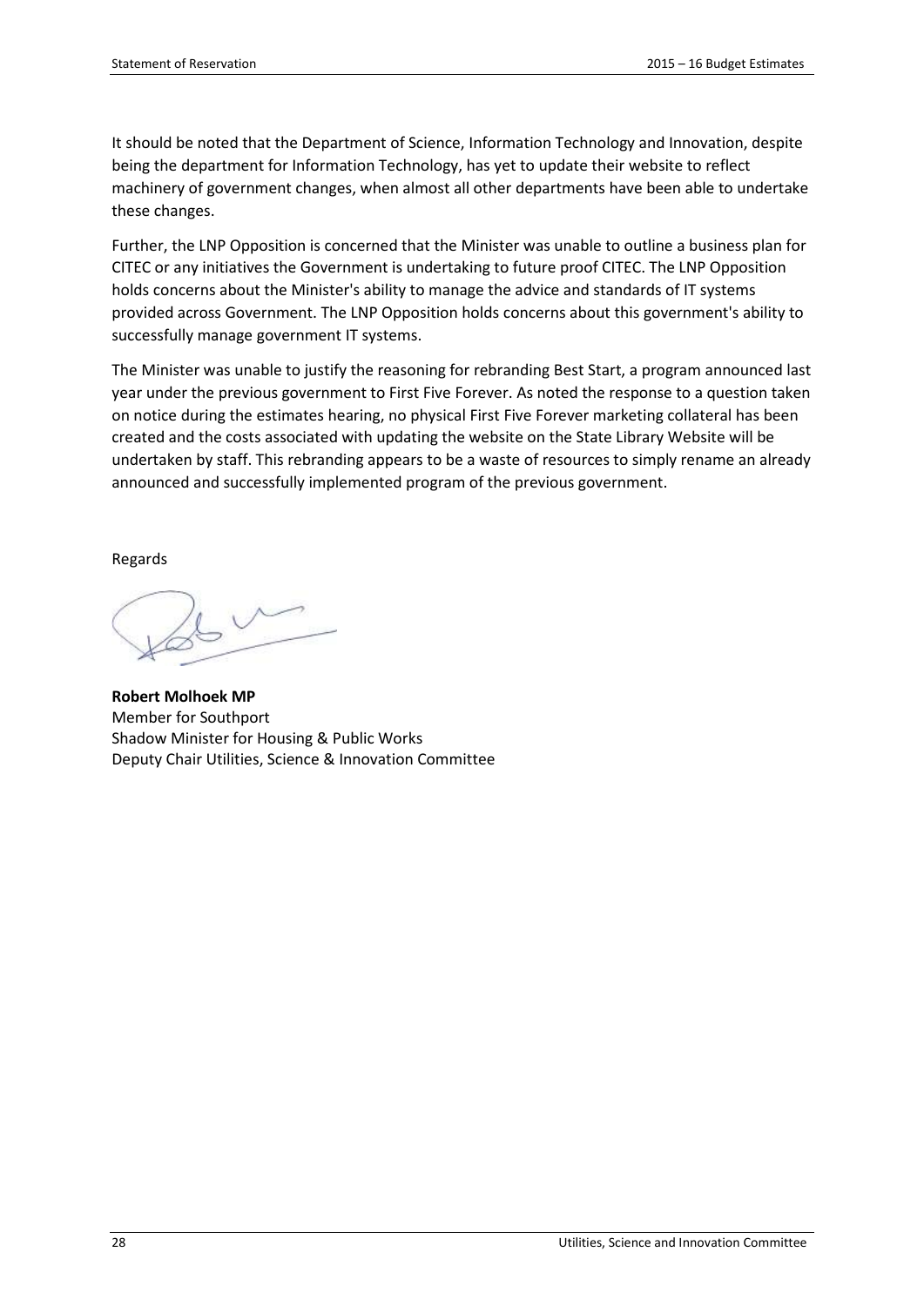It should be noted that the Department of Science, Information Technology and Innovation, despite being the department for Information Technology, has yet to update their website to reflect machinery of government changes, when almost all other departments have been able to undertake these changes.

Further, the LNP Opposition is concerned that the Minister was unable to outline a business plan for CITEC or any initiatives the Government is undertaking to future proof CITEC. The LNP Opposition holds concerns about the Minister's ability to manage the advice and standards of IT systems provided across Government. The LNP Opposition holds concerns about this government's ability to successfully manage government IT systems.

The Minister was unable to justify the reasoning for rebranding Best Start, a program announced last year under the previous government to First Five Forever. As noted the response to a question taken on notice during the estimates hearing, no physical First Five Forever marketing collateral has been created and the costs associated with updating the website on the State Library Website will be undertaken by staff. This rebranding appears to be a waste of resources to simply rename an already announced and successfully implemented program of the previous government.

Regards

**Robert Molhoek MP**
Member for Southport
Shadow Minister for Housing & Public Works
Deputy Chair Utilities, Science & Innovation Committee